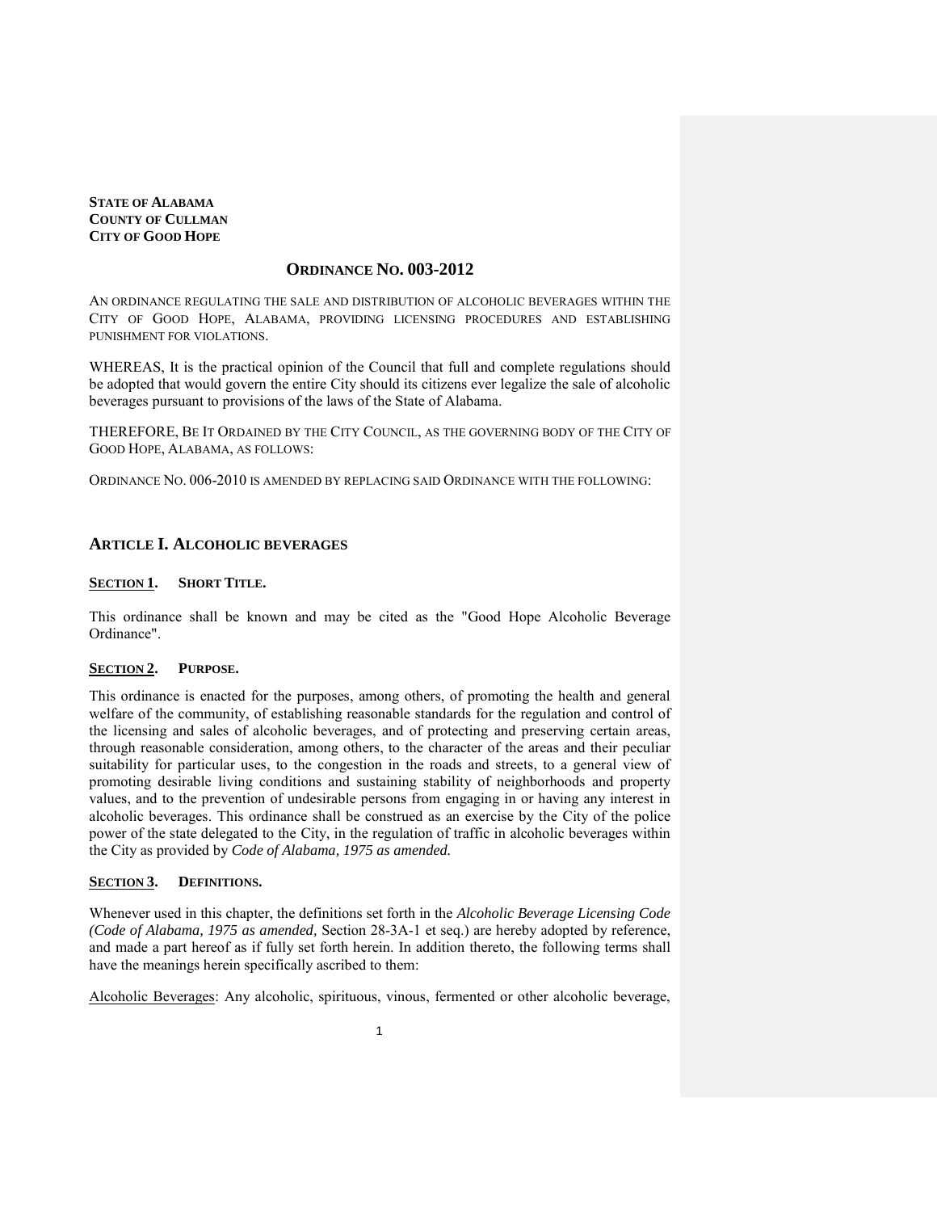**STATE OF ALABAMA**
**COUNTY OF CULLMAN**
**CITY OF GOOD HOPE**

# ORDINANCE NO. 003-2012

AN ORDINANCE REGULATING THE SALE AND DISTRIBUTION OF ALCOHOLIC BEVERAGES WITHIN THE CITY OF GOOD HOPE, ALABAMA, PROVIDING LICENSING PROCEDURES AND ESTABLISHING PUNISHMENT FOR VIOLATIONS.

WHEREAS, It is the practical opinion of the Council that full and complete regulations should be adopted that would govern the entire City should its citizens ever legalize the sale of alcoholic beverages pursuant to provisions of the laws of the State of Alabama.

THEREFORE, BE IT ORDAINED BY THE CITY COUNCIL, AS THE GOVERNING BODY OF THE CITY OF GOOD HOPE, ALABAMA, AS FOLLOWS:

ORDINANCE NO. 006-2010 IS AMENDED BY REPLACING SAID ORDINANCE WITH THE FOLLOWING:

## ARTICLE I. ALCOHOLIC BEVERAGES

### SECTION 1. SHORT TITLE.

This ordinance shall be known and may be cited as the "Good Hope Alcoholic Beverage Ordinance".

### SECTION 2. PURPOSE.

This ordinance is enacted for the purposes, among others, of promoting the health and general welfare of the community, of establishing reasonable standards for the regulation and control of the licensing and sales of alcoholic beverages, and of protecting and preserving certain areas, through reasonable consideration, among others, to the character of the areas and their peculiar suitability for particular uses, to the congestion in the roads and streets, to a general view of promoting desirable living conditions and sustaining stability of neighborhoods and property values, and to the prevention of undesirable persons from engaging in or having any interest in alcoholic beverages. This ordinance shall be construed as an exercise by the City of the police power of the state delegated to the City, in the regulation of traffic in alcoholic beverages within the City as provided by *Code of Alabama, 1975 as amended.*

### SECTION 3. DEFINITIONS.

Whenever used in this chapter, the definitions set forth in the *Alcoholic Beverage Licensing Code (Code of Alabama, 1975 as amended,* Section 28-3A-1 et seq.) are hereby adopted by reference, and made a part hereof as if fully set forth herein. In addition thereto, the following terms shall have the meanings herein specifically ascribed to them:

Alcoholic Beverages: Any alcoholic, spirituous, vinous, fermented or other alcoholic beverage,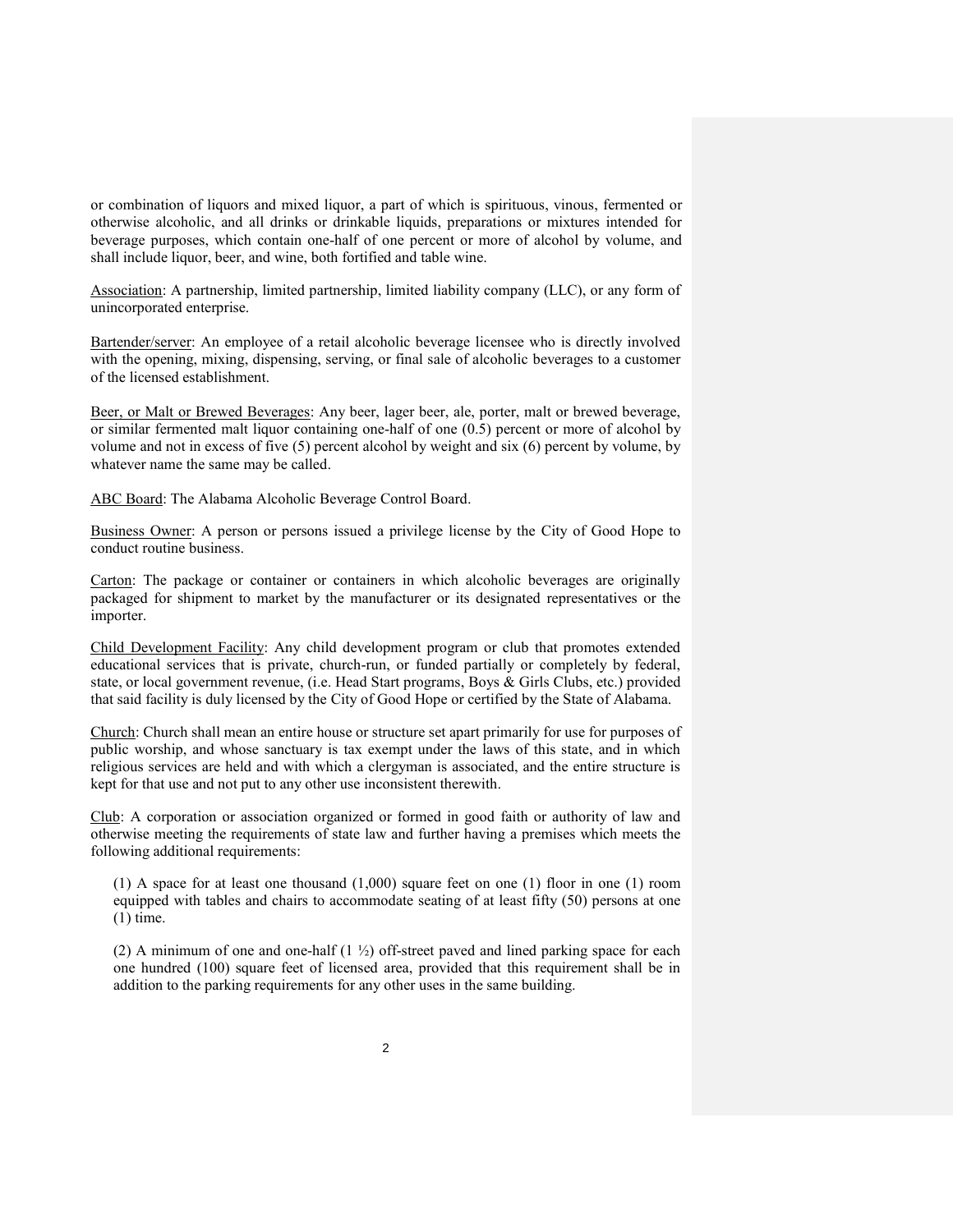or combination of liquors and mixed liquor, a part of which is spirituous, vinous, fermented or otherwise alcoholic, and all drinks or drinkable liquids, preparations or mixtures intended for beverage purposes, which contain one-half of one percent or more of alcohol by volume, and shall include liquor, beer, and wine, both fortified and table wine.

<u>Association</u>: A partnership, limited partnership, limited liability company (LLC), or any form of unincorporated enterprise.

<u>Bartender/server</u>: An employee of a retail alcoholic beverage licensee who is directly involved with the opening, mixing, dispensing, serving, or final sale of alcoholic beverages to a customer of the licensed establishment.

<u>Beer, or Malt or Brewed Beverages</u>: Any beer, lager beer, ale, porter, malt or brewed beverage, or similar fermented malt liquor containing one-half of one (0.5) percent or more of alcohol by volume and not in excess of five (5) percent alcohol by weight and six (6) percent by volume, by whatever name the same may be called.

<u>ABC Board</u>: The Alabama Alcoholic Beverage Control Board.

<u>Business Owner</u>: A person or persons issued a privilege license by the City of Good Hope to conduct routine business.

<u>Carton</u>: The package or container or containers in which alcoholic beverages are originally packaged for shipment to market by the manufacturer or its designated representatives or the importer.

<u>Child Development Facility</u>: Any child development program or club that promotes extended educational services that is private, church-run, or funded partially or completely by federal, state, or local government revenue, (i.e. Head Start programs, Boys & Girls Clubs, etc.) provided that said facility is duly licensed by the City of Good Hope or certified by the State of Alabama.

<u>Church</u>: Church shall mean an entire house or structure set apart primarily for use for purposes of public worship, and whose sanctuary is tax exempt under the laws of this state, and in which religious services are held and with which a clergyman is associated, and the entire structure is kept for that use and not put to any other use inconsistent therewith.

<u>Club</u>: A corporation or association organized or formed in good faith or authority of law and otherwise meeting the requirements of state law and further having a premises which meets the following additional requirements:

(1) A space for at least one thousand (1,000) square feet on one (1) floor in one (1) room equipped with tables and chairs to accommodate seating of at least fifty (50) persons at one (1) time.

(2) A minimum of one and one-half (1 ½) off-street paved and lined parking space for each one hundred (100) square feet of licensed area, provided that this requirement shall be in addition to the parking requirements for any other uses in the same building.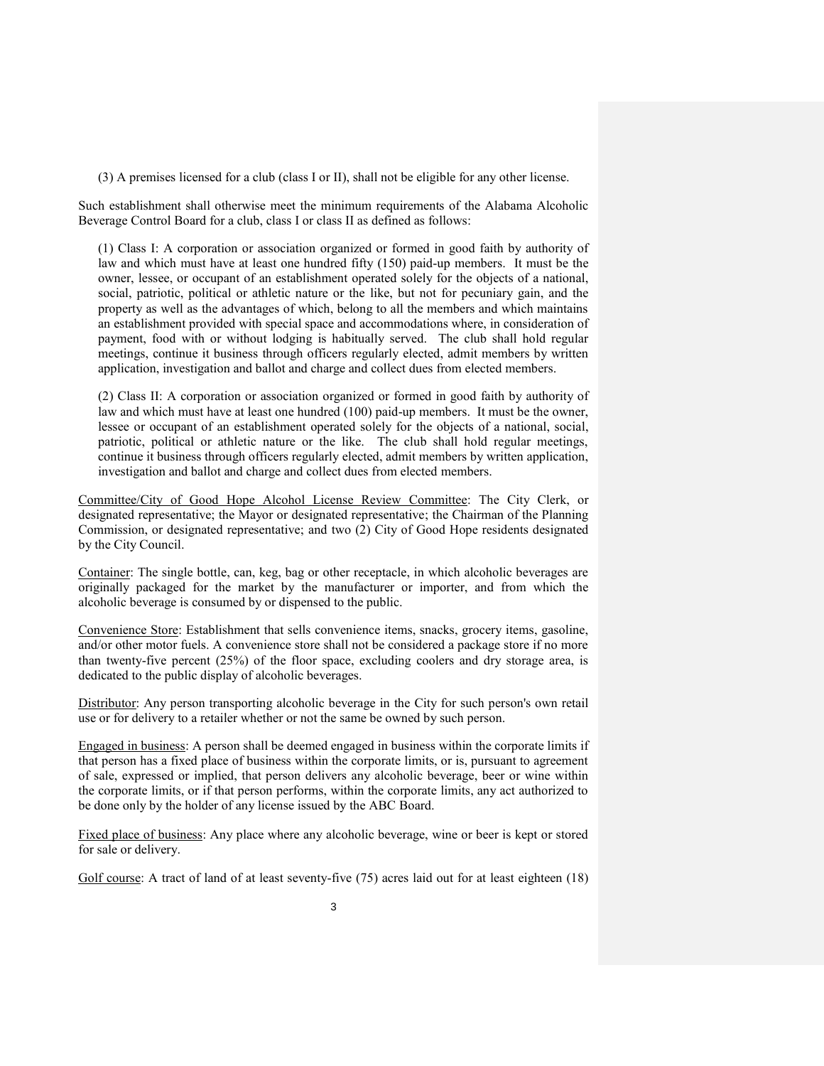(3) A premises licensed for a club (class I or II), shall not be eligible for any other license.

Such establishment shall otherwise meet the minimum requirements of the Alabama Alcoholic Beverage Control Board for a club, class I or class II as defined as follows:

> (1) Class I: A corporation or association organized or formed in good faith by authority of law and which must have at least one hundred fifty (150) paid-up members. It must be the owner, lessee, or occupant of an establishment operated solely for the objects of a national, social, patriotic, political or athletic nature or the like, but not for pecuniary gain, and the property as well as the advantages of which, belong to all the members and which maintains an establishment provided with special space and accommodations where, in consideration of payment, food with or without lodging is habitually served. The club shall hold regular meetings, continue it business through officers regularly elected, admit members by written application, investigation and ballot and charge and collect dues from elected members.
>
> (2) Class II: A corporation or association organized or formed in good faith by authority of law and which must have at least one hundred (100) paid-up members. It must be the owner, lessee or occupant of an establishment operated solely for the objects of a national, social, patriotic, political or athletic nature or the like. The club shall hold regular meetings, continue it business through officers regularly elected, admit members by written application, investigation and ballot and charge and collect dues from elected members.

<u>Committee/City of Good Hope Alcohol License Review Committee</u>: The City Clerk, or designated representative; the Mayor or designated representative; the Chairman of the Planning Commission, or designated representative; and two (2) City of Good Hope residents designated by the City Council.

<u>Container</u>: The single bottle, can, keg, bag or other receptacle, in which alcoholic beverages are originally packaged for the market by the manufacturer or importer, and from which the alcoholic beverage is consumed by or dispensed to the public.

<u>Convenience Store</u>: Establishment that sells convenience items, snacks, grocery items, gasoline, and/or other motor fuels. A convenience store shall not be considered a package store if no more than twenty-five percent (25%) of the floor space, excluding coolers and dry storage area, is dedicated to the public display of alcoholic beverages.

<u>Distributor</u>: Any person transporting alcoholic beverage in the City for such person's own retail use or for delivery to a retailer whether or not the same be owned by such person.

<u>Engaged in business</u>: A person shall be deemed engaged in business within the corporate limits if that person has a fixed place of business within the corporate limits, or is, pursuant to agreement of sale, expressed or implied, that person delivers any alcoholic beverage, beer or wine within the corporate limits, or if that person performs, within the corporate limits, any act authorized to be done only by the holder of any license issued by the ABC Board.

<u>Fixed place of business</u>: Any place where any alcoholic beverage, wine or beer is kept or stored for sale or delivery.

<u>Golf course</u>: A tract of land of at least seventy-five (75) acres laid out for at least eighteen (18)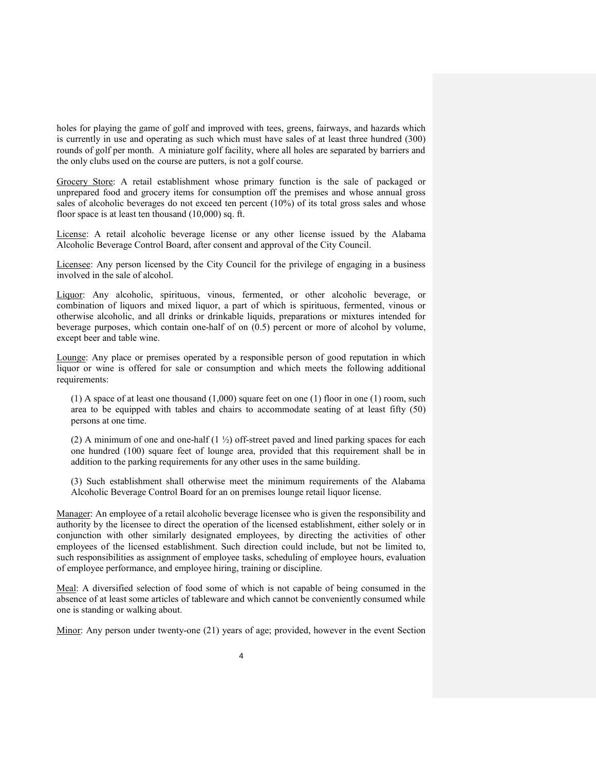holes for playing the game of golf and improved with tees, greens, fairways, and hazards which is currently in use and operating as such which must have sales of at least three hundred (300) rounds of golf per month. A miniature golf facility, where all holes are separated by barriers and the only clubs used on the course are putters, is not a golf course.

<u>Grocery Store</u>: A retail establishment whose primary function is the sale of packaged or unprepared food and grocery items for consumption off the premises and whose annual gross sales of alcoholic beverages do not exceed ten percent (10%) of its total gross sales and whose floor space is at least ten thousand (10,000) sq. ft.

<u>License</u>: A retail alcoholic beverage license or any other license issued by the Alabama Alcoholic Beverage Control Board, after consent and approval of the City Council.

<u>Licensee</u>: Any person licensed by the City Council for the privilege of engaging in a business involved in the sale of alcohol.

<u>Liquor</u>: Any alcoholic, spirituous, vinous, fermented, or other alcoholic beverage, or combination of liquors and mixed liquor, a part of which is spirituous, fermented, vinous or otherwise alcoholic, and all drinks or drinkable liquids, preparations or mixtures intended for beverage purposes, which contain one-half of on (0.5) percent or more of alcohol by volume, except beer and table wine.

<u>Lounge</u>: Any place or premises operated by a responsible person of good reputation in which liquor or wine is offered for sale or consumption and which meets the following additional requirements:

(1) A space of at least one thousand (1,000) square feet on one (1) floor in one (1) room, such area to be equipped with tables and chairs to accommodate seating of at least fifty (50) persons at one time.

(2) A minimum of one and one-half (1 ½) off-street paved and lined parking spaces for each one hundred (100) square feet of lounge area, provided that this requirement shall be in addition to the parking requirements for any other uses in the same building.

(3) Such establishment shall otherwise meet the minimum requirements of the Alabama Alcoholic Beverage Control Board for an on premises lounge retail liquor license.

<u>Manager</u>: An employee of a retail alcoholic beverage licensee who is given the responsibility and authority by the licensee to direct the operation of the licensed establishment, either solely or in conjunction with other similarly designated employees, by directing the activities of other employees of the licensed establishment. Such direction could include, but not be limited to, such responsibilities as assignment of employee tasks, scheduling of employee hours, evaluation of employee performance, and employee hiring, training or discipline.

<u>Meal</u>: A diversified selection of food some of which is not capable of being consumed in the absence of at least some articles of tableware and which cannot be conveniently consumed while one is standing or walking about.

<u>Minor</u>: Any person under twenty-one (21) years of age; provided, however in the event Section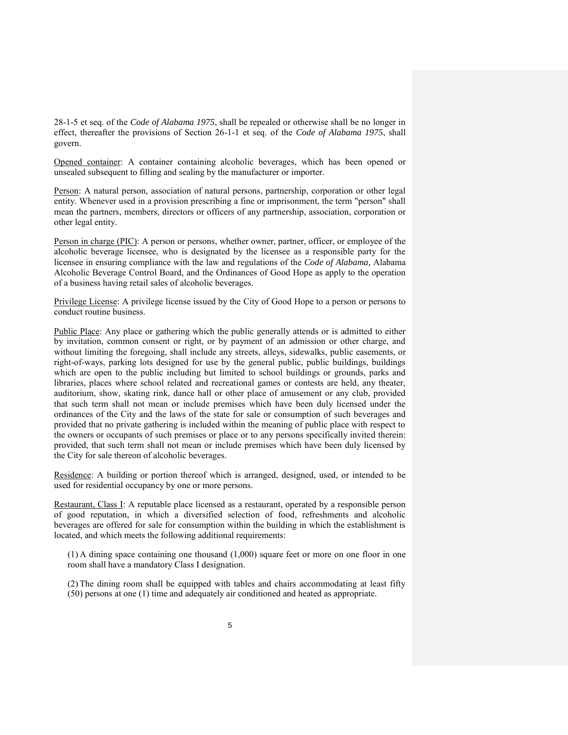28-1-5 et seq. of the *Code of Alabama 1975*, shall be repealed or otherwise shall be no longer in effect, thereafter the provisions of Section 26-1-1 et seq. of the *Code of Alabama 1975*, shall govern.

Opened container: A container containing alcoholic beverages, which has been opened or unsealed subsequent to filling and sealing by the manufacturer or importer.

Person: A natural person, association of natural persons, partnership, corporation or other legal entity. Whenever used in a provision prescribing a fine or imprisonment, the term "person" shall mean the partners, members, directors or officers of any partnership, association, corporation or other legal entity.

Person in charge (PIC): A person or persons, whether owner, partner, officer, or employee of the alcoholic beverage licensee, who is designated by the licensee as a responsible party for the licensee in ensuring compliance with the law and regulations of the *Code of Alabama,* Alabama Alcoholic Beverage Control Board, and the Ordinances of Good Hope as apply to the operation of a business having retail sales of alcoholic beverages.

Privilege License: A privilege license issued by the City of Good Hope to a person or persons to conduct routine business.

Public Place: Any place or gathering which the public generally attends or is admitted to either by invitation, common consent or right, or by payment of an admission or other charge, and without limiting the foregoing, shall include any streets, alleys, sidewalks, public easements, or right-of-ways, parking lots designed for use by the general public, public buildings, buildings which are open to the public including but limited to school buildings or grounds, parks and libraries, places where school related and recreational games or contests are held, any theater, auditorium, show, skating rink, dance hall or other place of amusement or any club, provided that such term shall not mean or include premises which have been duly licensed under the ordinances of the City and the laws of the state for sale or consumption of such beverages and provided that no private gathering is included within the meaning of public place with respect to the owners or occupants of such premises or place or to any persons specifically invited therein: provided, that such term shall not mean or include premises which have been duly licensed by the City for sale thereon of alcoholic beverages.

Residence: A building or portion thereof which is arranged, designed, used, or intended to be used for residential occupancy by one or more persons.

Restaurant, Class I: A reputable place licensed as a restaurant, operated by a responsible person of good reputation, in which a diversified selection of food, refreshments and alcoholic beverages are offered for sale for consumption within the building in which the establishment is located, and which meets the following additional requirements:

(1) A dining space containing one thousand (1,000) square feet or more on one floor in one room shall have a mandatory Class I designation.

(2) The dining room shall be equipped with tables and chairs accommodating at least fifty (50) persons at one (1) time and adequately air conditioned and heated as appropriate.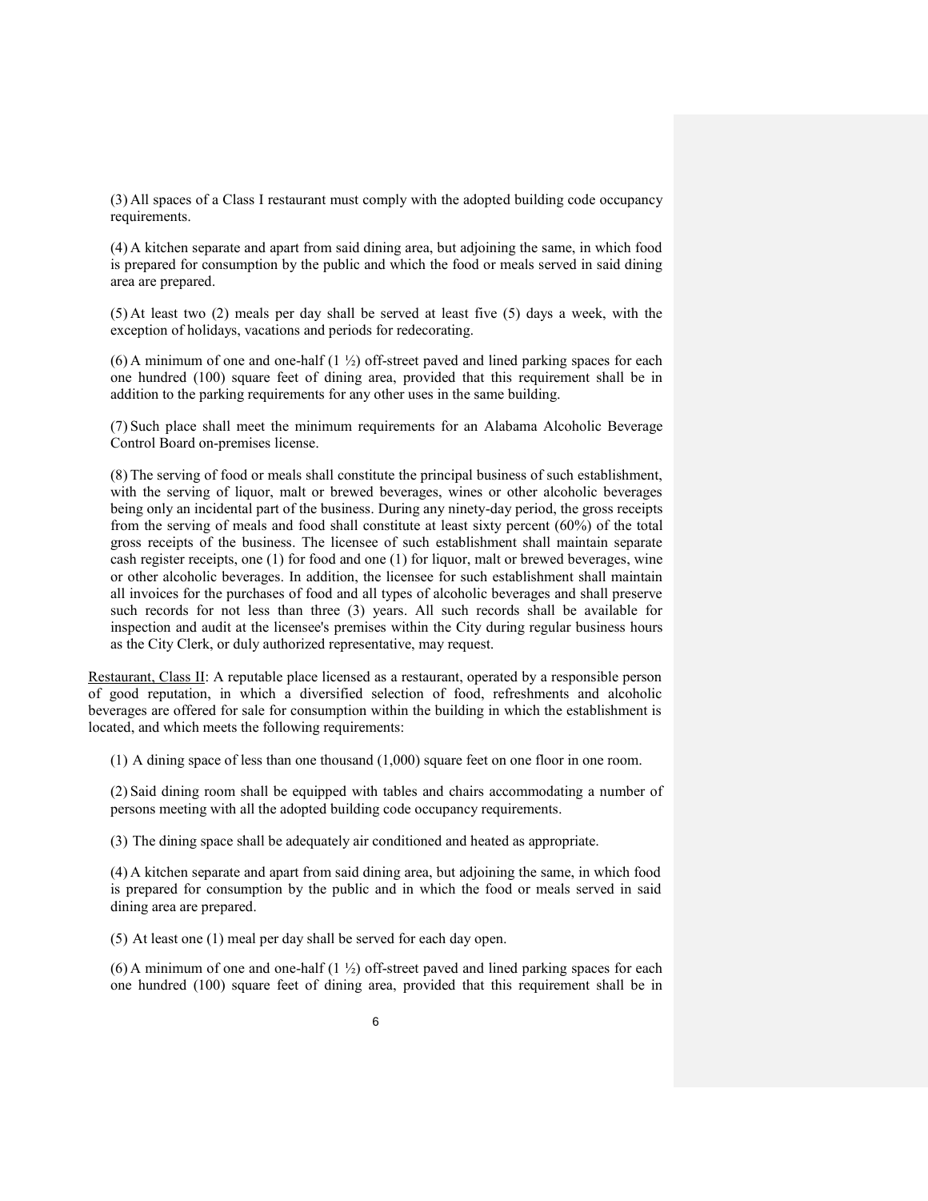(3) All spaces of a Class I restaurant must comply with the adopted building code occupancy requirements.

(4) A kitchen separate and apart from said dining area, but adjoining the same, in which food is prepared for consumption by the public and which the food or meals served in said dining area are prepared.

(5) At least two (2) meals per day shall be served at least five (5) days a week, with the exception of holidays, vacations and periods for redecorating.

(6) A minimum of one and one-half (1 ½) off-street paved and lined parking spaces for each one hundred (100) square feet of dining area, provided that this requirement shall be in addition to the parking requirements for any other uses in the same building.

(7) Such place shall meet the minimum requirements for an Alabama Alcoholic Beverage Control Board on-premises license.

(8) The serving of food or meals shall constitute the principal business of such establishment, with the serving of liquor, malt or brewed beverages, wines or other alcoholic beverages being only an incidental part of the business. During any ninety-day period, the gross receipts from the serving of meals and food shall constitute at least sixty percent (60%) of the total gross receipts of the business. The licensee of such establishment shall maintain separate cash register receipts, one (1) for food and one (1) for liquor, malt or brewed beverages, wine or other alcoholic beverages. In addition, the licensee for such establishment shall maintain all invoices for the purchases of food and all types of alcoholic beverages and shall preserve such records for not less than three (3) years. All such records shall be available for inspection and audit at the licensee's premises within the City during regular business hours as the City Clerk, or duly authorized representative, may request.

Restaurant, Class II: A reputable place licensed as a restaurant, operated by a responsible person of good reputation, in which a diversified selection of food, refreshments and alcoholic beverages are offered for sale for consumption within the building in which the establishment is located, and which meets the following requirements:

(1) A dining space of less than one thousand (1,000) square feet on one floor in one room.

(2) Said dining room shall be equipped with tables and chairs accommodating a number of persons meeting with all the adopted building code occupancy requirements.

(3) The dining space shall be adequately air conditioned and heated as appropriate.

(4) A kitchen separate and apart from said dining area, but adjoining the same, in which food is prepared for consumption by the public and in which the food or meals served in said dining area are prepared.

(5) At least one (1) meal per day shall be served for each day open.

(6) A minimum of one and one-half (1 ½) off-street paved and lined parking spaces for each one hundred (100) square feet of dining area, provided that this requirement shall be in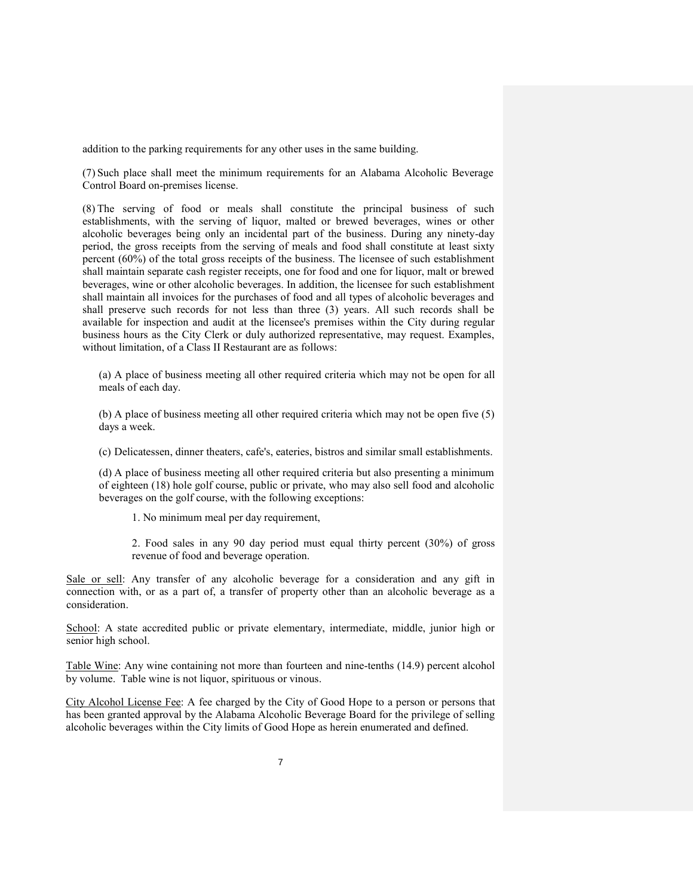addition to the parking requirements for any other uses in the same building.

(7) Such place shall meet the minimum requirements for an Alabama Alcoholic Beverage Control Board on-premises license.

(8) The serving of food or meals shall constitute the principal business of such establishments, with the serving of liquor, malted or brewed beverages, wines or other alcoholic beverages being only an incidental part of the business. During any ninety-day period, the gross receipts from the serving of meals and food shall constitute at least sixty percent (60%) of the total gross receipts of the business. The licensee of such establishment shall maintain separate cash register receipts, one for food and one for liquor, malt or brewed beverages, wine or other alcoholic beverages. In addition, the licensee for such establishment shall maintain all invoices for the purchases of food and all types of alcoholic beverages and shall preserve such records for not less than three (3) years. All such records shall be available for inspection and audit at the licensee's premises within the City during regular business hours as the City Clerk or duly authorized representative, may request. Examples, without limitation, of a Class II Restaurant are as follows:

(a) A place of business meeting all other required criteria which may not be open for all meals of each day.

(b) A place of business meeting all other required criteria which may not be open five (5) days a week.

(c) Delicatessen, dinner theaters, cafe's, eateries, bistros and similar small establishments.

(d) A place of business meeting all other required criteria but also presenting a minimum of eighteen (18) hole golf course, public or private, who may also sell food and alcoholic beverages on the golf course, with the following exceptions:

1. No minimum meal per day requirement,

2. Food sales in any 90 day period must equal thirty percent (30%) of gross revenue of food and beverage operation.

<u>Sale or sell</u>: Any transfer of any alcoholic beverage for a consideration and any gift in connection with, or as a part of, a transfer of property other than an alcoholic beverage as a consideration.

<u>School</u>: A state accredited public or private elementary, intermediate, middle, junior high or senior high school.

<u>Table Wine</u>: Any wine containing not more than fourteen and nine-tenths (14.9) percent alcohol by volume. Table wine is not liquor, spirituous or vinous.

<u>City Alcohol License Fee</u>: A fee charged by the City of Good Hope to a person or persons that has been granted approval by the Alabama Alcoholic Beverage Board for the privilege of selling alcoholic beverages within the City limits of Good Hope as herein enumerated and defined.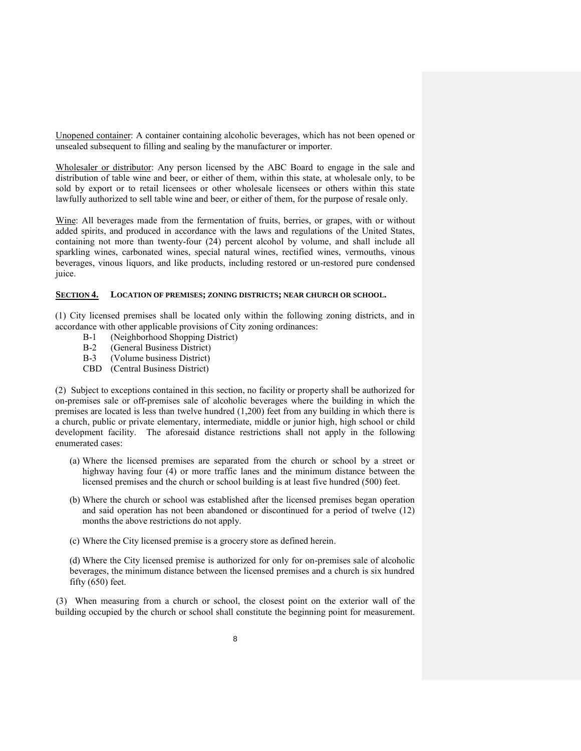Unopened container: A container containing alcoholic beverages, which has not been opened or unsealed subsequent to filling and sealing by the manufacturer or importer.

Wholesaler or distributor: Any person licensed by the ABC Board to engage in the sale and distribution of table wine and beer, or either of them, within this state, at wholesale only, to be sold by export or to retail licensees or other wholesale licensees or others within this state lawfully authorized to sell table wine and beer, or either of them, for the purpose of resale only.

Wine: All beverages made from the fermentation of fruits, berries, or grapes, with or without added spirits, and produced in accordance with the laws and regulations of the United States, containing not more than twenty-four (24) percent alcohol by volume, and shall include all sparkling wines, carbonated wines, special natural wines, rectified wines, vermouths, vinous beverages, vinous liquors, and like products, including restored or un-restored pure condensed juice.

## SECTION 4. LOCATION OF PREMISES; ZONING DISTRICTS; NEAR CHURCH OR SCHOOL.

(1) City licensed premises shall be located only within the following zoning districts, and in accordance with other applicable provisions of City zoning ordinances:

- B-1 (Neighborhood Shopping District)
- B-2 (General Business District)
- B-3 (Volume business District)
- CBD (Central Business District)

(2) Subject to exceptions contained in this section, no facility or property shall be authorized for on-premises sale or off-premises sale of alcoholic beverages where the building in which the premises are located is less than twelve hundred (1,200) feet from any building in which there is a church, public or private elementary, intermediate, middle or junior high, high school or child development facility. The aforesaid distance restrictions shall not apply in the following enumerated cases:

(a) Where the licensed premises are separated from the church or school by a street or highway having four (4) or more traffic lanes and the minimum distance between the licensed premises and the church or school building is at least five hundred (500) feet.

(b) Where the church or school was established after the licensed premises began operation and said operation has not been abandoned or discontinued for a period of twelve (12) months the above restrictions do not apply.

(c) Where the City licensed premise is a grocery store as defined herein.

(d) Where the City licensed premise is authorized for only for on-premises sale of alcoholic beverages, the minimum distance between the licensed premises and a church is six hundred fifty (650) feet.

(3) When measuring from a church or school, the closest point on the exterior wall of the building occupied by the church or school shall constitute the beginning point for measurement.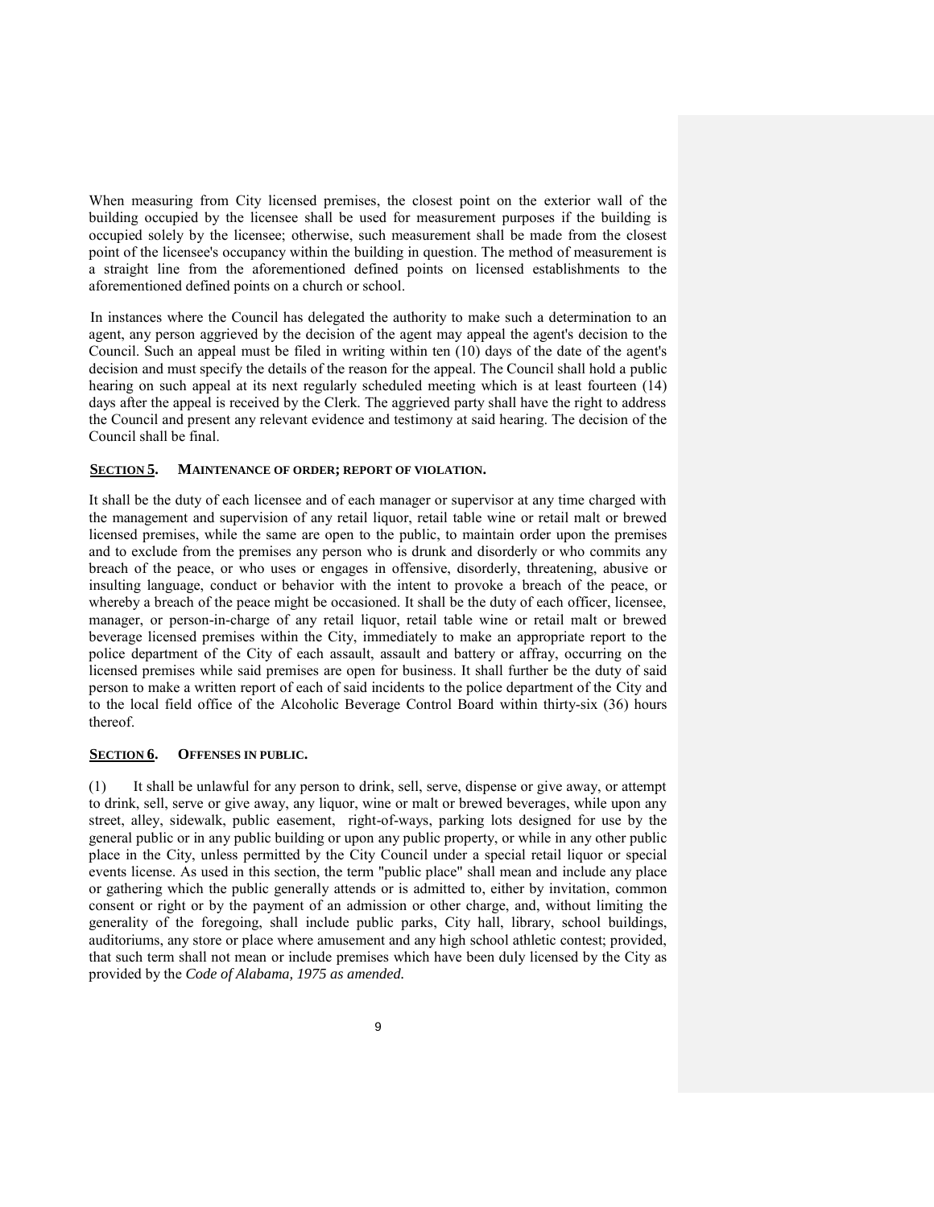When measuring from City licensed premises, the closest point on the exterior wall of the building occupied by the licensee shall be used for measurement purposes if the building is occupied solely by the licensee; otherwise, such measurement shall be made from the closest point of the licensee's occupancy within the building in question. The method of measurement is a straight line from the aforementioned defined points on licensed establishments to the aforementioned defined points on a church or school.

In instances where the Council has delegated the authority to make such a determination to an agent, any person aggrieved by the decision of the agent may appeal the agent's decision to the Council. Such an appeal must be filed in writing within ten (10) days of the date of the agent's decision and must specify the details of the reason for the appeal. The Council shall hold a public hearing on such appeal at its next regularly scheduled meeting which is at least fourteen (14) days after the appeal is received by the Clerk. The aggrieved party shall have the right to address the Council and present any relevant evidence and testimony at said hearing. The decision of the Council shall be final.

### SECTION 5. MAINTENANCE OF ORDER; REPORT OF VIOLATION.

It shall be the duty of each licensee and of each manager or supervisor at any time charged with the management and supervision of any retail liquor, retail table wine or retail malt or brewed licensed premises, while the same are open to the public, to maintain order upon the premises and to exclude from the premises any person who is drunk and disorderly or who commits any breach of the peace, or who uses or engages in offensive, disorderly, threatening, abusive or insulting language, conduct or behavior with the intent to provoke a breach of the peace, or whereby a breach of the peace might be occasioned. It shall be the duty of each officer, licensee, manager, or person-in-charge of any retail liquor, retail table wine or retail malt or brewed beverage licensed premises within the City, immediately to make an appropriate report to the police department of the City of each assault, assault and battery or affray, occurring on the licensed premises while said premises are open for business. It shall further be the duty of said person to make a written report of each of said incidents to the police department of the City and to the local field office of the Alcoholic Beverage Control Board within thirty-six (36) hours thereof.

### SECTION 6. OFFENSES IN PUBLIC.

(1) It shall be unlawful for any person to drink, sell, serve, dispense or give away, or attempt to drink, sell, serve or give away, any liquor, wine or malt or brewed beverages, while upon any street, alley, sidewalk, public easement, right-of-ways, parking lots designed for use by the general public or in any public building or upon any public property, or while in any other public place in the City, unless permitted by the City Council under a special retail liquor or special events license. As used in this section, the term "public place" shall mean and include any place or gathering which the public generally attends or is admitted to, either by invitation, common consent or right or by the payment of an admission or other charge, and, without limiting the generality of the foregoing, shall include public parks, City hall, library, school buildings, auditoriums, any store or place where amusement and any high school athletic contest; provided, that such term shall not mean or include premises which have been duly licensed by the City as provided by the *Code of Alabama, 1975 as amended.*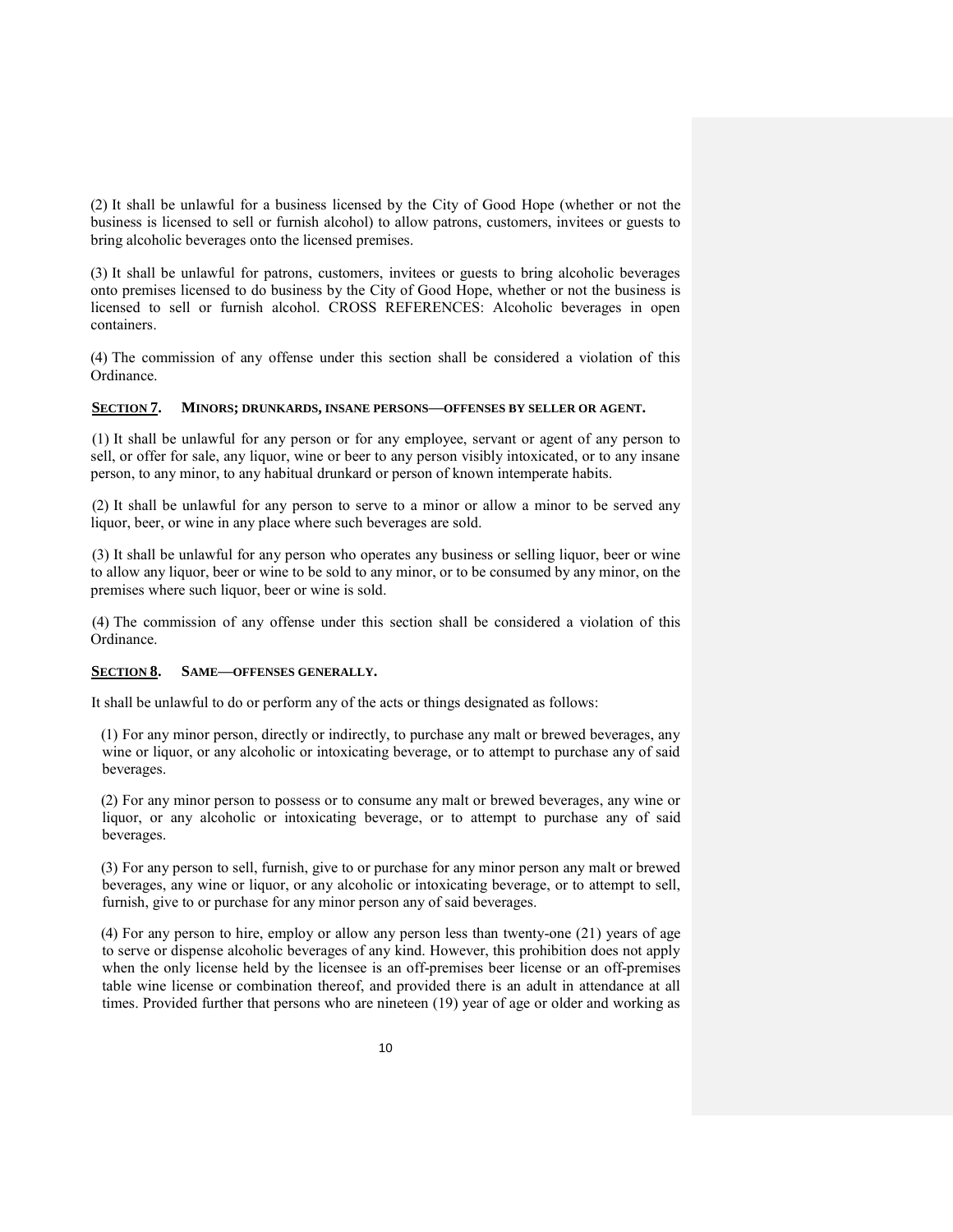(2) It shall be unlawful for a business licensed by the City of Good Hope (whether or not the business is licensed to sell or furnish alcohol) to allow patrons, customers, invitees or guests to bring alcoholic beverages onto the licensed premises.

(3) It shall be unlawful for patrons, customers, invitees or guests to bring alcoholic beverages onto premises licensed to do business by the City of Good Hope, whether or not the business is licensed to sell or furnish alcohol. CROSS REFERENCES: Alcoholic beverages in open containers.

(4) The commission of any offense under this section shall be considered a violation of this Ordinance.

### SECTION 7. MINORS; DRUNKARDS, INSANE PERSONS—OFFENSES BY SELLER OR AGENT.

(1) It shall be unlawful for any person or for any employee, servant or agent of any person to sell, or offer for sale, any liquor, wine or beer to any person visibly intoxicated, or to any insane person, to any minor, to any habitual drunkard or person of known intemperate habits.

(2) It shall be unlawful for any person to serve to a minor or allow a minor to be served any liquor, beer, or wine in any place where such beverages are sold.

(3) It shall be unlawful for any person who operates any business or selling liquor, beer or wine to allow any liquor, beer or wine to be sold to any minor, or to be consumed by any minor, on the premises where such liquor, beer or wine is sold.

(4) The commission of any offense under this section shall be considered a violation of this Ordinance.

### SECTION 8. SAME—OFFENSES GENERALLY.

It shall be unlawful to do or perform any of the acts or things designated as follows:

(1) For any minor person, directly or indirectly, to purchase any malt or brewed beverages, any wine or liquor, or any alcoholic or intoxicating beverage, or to attempt to purchase any of said beverages.

(2) For any minor person to possess or to consume any malt or brewed beverages, any wine or liquor, or any alcoholic or intoxicating beverage, or to attempt to purchase any of said beverages.

(3) For any person to sell, furnish, give to or purchase for any minor person any malt or brewed beverages, any wine or liquor, or any alcoholic or intoxicating beverage, or to attempt to sell, furnish, give to or purchase for any minor person any of said beverages.

(4) For any person to hire, employ or allow any person less than twenty-one (21) years of age to serve or dispense alcoholic beverages of any kind. However, this prohibition does not apply when the only license held by the licensee is an off-premises beer license or an off-premises table wine license or combination thereof, and provided there is an adult in attendance at all times. Provided further that persons who are nineteen (19) year of age or older and working as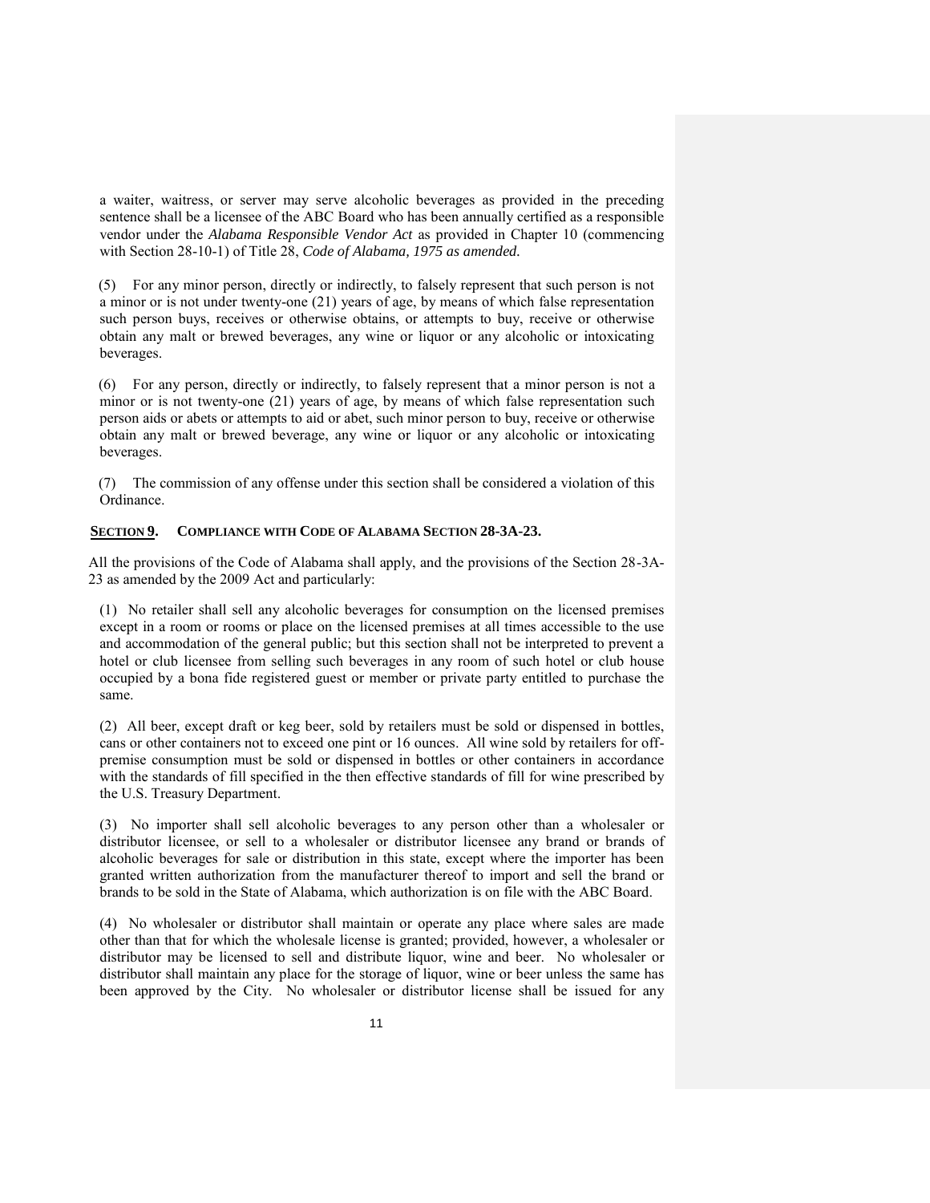a waiter, waitress, or server may serve alcoholic beverages as provided in the preceding sentence shall be a licensee of the ABC Board who has been annually certified as a responsible vendor under the *Alabama Responsible Vendor Act* as provided in Chapter 10 (commencing with Section 28-10-1) of Title 28, *Code of Alabama, 1975 as amended.*

(5) For any minor person, directly or indirectly, to falsely represent that such person is not a minor or is not under twenty-one (21) years of age, by means of which false representation such person buys, receives or otherwise obtains, or attempts to buy, receive or otherwise obtain any malt or brewed beverages, any wine or liquor or any alcoholic or intoxicating beverages.

(6) For any person, directly or indirectly, to falsely represent that a minor person is not a minor or is not twenty-one (21) years of age, by means of which false representation such person aids or abets or attempts to aid or abet, such minor person to buy, receive or otherwise obtain any malt or brewed beverage, any wine or liquor or any alcoholic or intoxicating beverages.

(7) The commission of any offense under this section shall be considered a violation of this Ordinance.

### **SECTION 9. COMPLIANCE WITH CODE OF ALABAMA SECTION 28-3A-23.**

All the provisions of the Code of Alabama shall apply, and the provisions of the Section 28-3A-23 as amended by the 2009 Act and particularly:

(1) No retailer shall sell any alcoholic beverages for consumption on the licensed premises except in a room or rooms or place on the licensed premises at all times accessible to the use and accommodation of the general public; but this section shall not be interpreted to prevent a hotel or club licensee from selling such beverages in any room of such hotel or club house occupied by a bona fide registered guest or member or private party entitled to purchase the same.

(2) All beer, except draft or keg beer, sold by retailers must be sold or dispensed in bottles, cans or other containers not to exceed one pint or 16 ounces. All wine sold by retailers for off-premise consumption must be sold or dispensed in bottles or other containers in accordance with the standards of fill specified in the then effective standards of fill for wine prescribed by the U.S. Treasury Department.

(3) No importer shall sell alcoholic beverages to any person other than a wholesaler or distributor licensee, or sell to a wholesaler or distributor licensee any brand or brands of alcoholic beverages for sale or distribution in this state, except where the importer has been granted written authorization from the manufacturer thereof to import and sell the brand or brands to be sold in the State of Alabama, which authorization is on file with the ABC Board.

(4) No wholesaler or distributor shall maintain or operate any place where sales are made other than that for which the wholesale license is granted; provided, however, a wholesaler or distributor may be licensed to sell and distribute liquor, wine and beer. No wholesaler or distributor shall maintain any place for the storage of liquor, wine or beer unless the same has been approved by the City. No wholesaler or distributor license shall be issued for any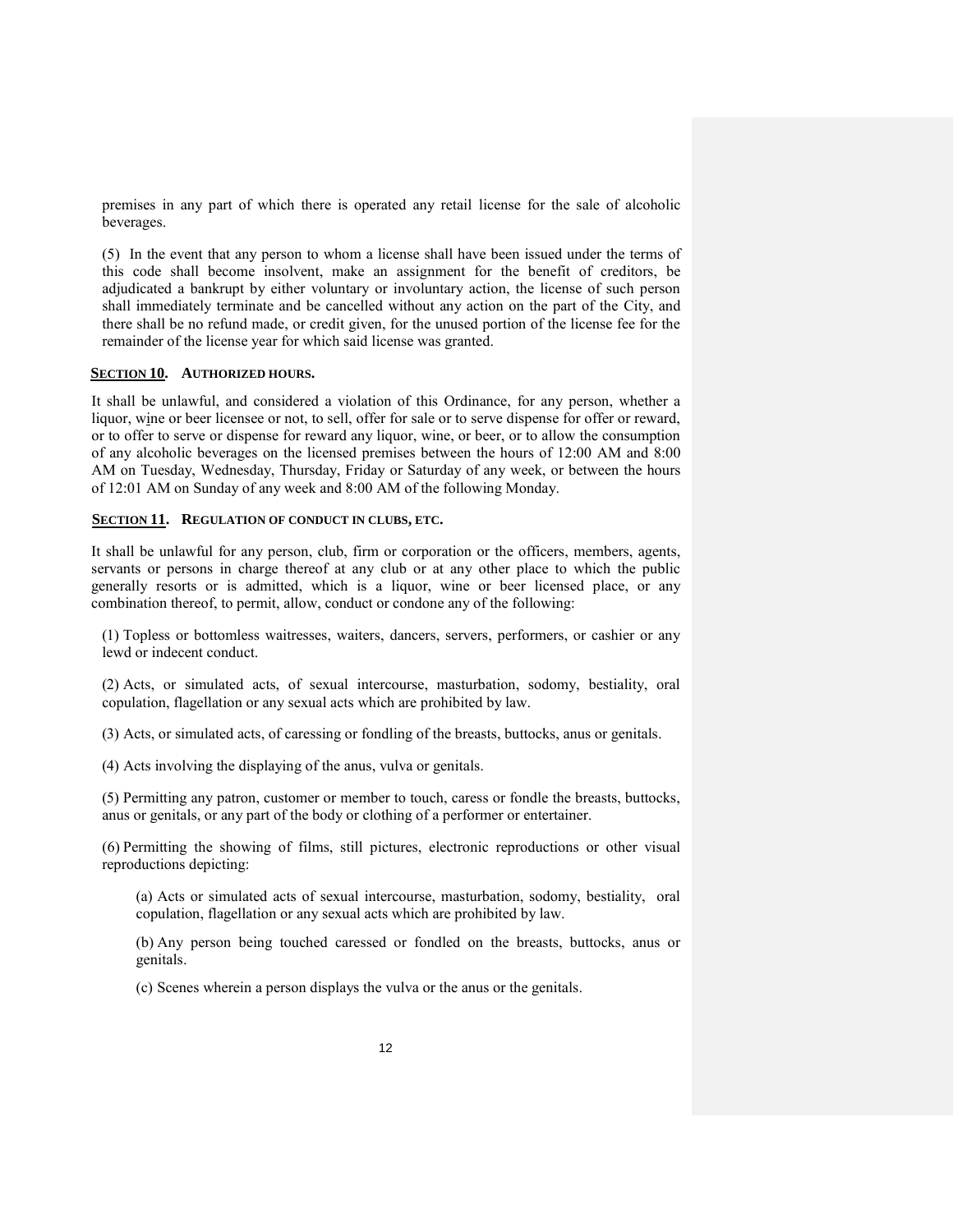premises in any part of which there is operated any retail license for the sale of alcoholic beverages.

(5) In the event that any person to whom a license shall have been issued under the terms of this code shall become insolvent, make an assignment for the benefit of creditors, be adjudicated a bankrupt by either voluntary or involuntary action, the license of such person shall immediately terminate and be cancelled without any action on the part of the City, and there shall be no refund made, or credit given, for the unused portion of the license fee for the remainder of the license year for which said license was granted.

## SECTION 10. AUTHORIZED HOURS.

It shall be unlawful, and considered a violation of this Ordinance, for any person, whether a liquor, wine or beer licensee or not, to sell, offer for sale or to serve dispense for offer or reward, or to offer to serve or dispense for reward any liquor, wine, or beer, or to allow the consumption of any alcoholic beverages on the licensed premises between the hours of 12:00 AM and 8:00 AM on Tuesday, Wednesday, Thursday, Friday or Saturday of any week, or between the hours of 12:01 AM on Sunday of any week and 8:00 AM of the following Monday.

## SECTION 11. REGULATION OF CONDUCT IN CLUBS, ETC.

It shall be unlawful for any person, club, firm or corporation or the officers, members, agents, servants or persons in charge thereof at any club or at any other place to which the public generally resorts or is admitted, which is a liquor, wine or beer licensed place, or any combination thereof, to permit, allow, conduct or condone any of the following:

(1) Topless or bottomless waitresses, waiters, dancers, servers, performers, or cashier or any lewd or indecent conduct.

(2) Acts, or simulated acts, of sexual intercourse, masturbation, sodomy, bestiality, oral copulation, flagellation or any sexual acts which are prohibited by law.

(3) Acts, or simulated acts, of caressing or fondling of the breasts, buttocks, anus or genitals.

(4) Acts involving the displaying of the anus, vulva or genitals.

(5) Permitting any patron, customer or member to touch, caress or fondle the breasts, buttocks, anus or genitals, or any part of the body or clothing of a performer or entertainer.

(6) Permitting the showing of films, still pictures, electronic reproductions or other visual reproductions depicting:

(a) Acts or simulated acts of sexual intercourse, masturbation, sodomy, bestiality, oral copulation, flagellation or any sexual acts which are prohibited by law.

(b) Any person being touched caressed or fondled on the breasts, buttocks, anus or genitals.

(c) Scenes wherein a person displays the vulva or the anus or the genitals.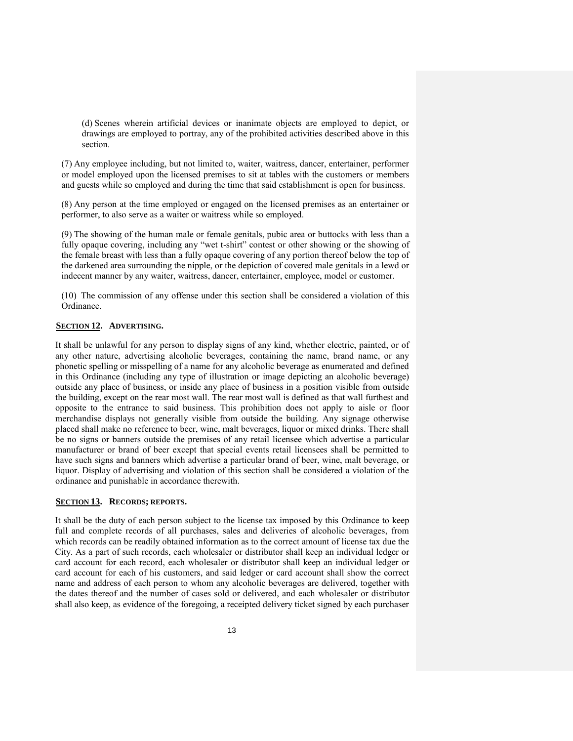(d) Scenes wherein artificial devices or inanimate objects are employed to depict, or drawings are employed to portray, any of the prohibited activities described above in this section.

(7) Any employee including, but not limited to, waiter, waitress, dancer, entertainer, performer or model employed upon the licensed premises to sit at tables with the customers or members and guests while so employed and during the time that said establishment is open for business.

(8) Any person at the time employed or engaged on the licensed premises as an entertainer or performer, to also serve as a waiter or waitress while so employed.

(9) The showing of the human male or female genitals, pubic area or buttocks with less than a fully opaque covering, including any "wet t-shirt" contest or other showing or the showing of the female breast with less than a fully opaque covering of any portion thereof below the top of the darkened area surrounding the nipple, or the depiction of covered male genitals in a lewd or indecent manner by any waiter, waitress, dancer, entertainer, employee, model or customer.

(10) The commission of any offense under this section shall be considered a violation of this Ordinance.

## SECTION 12. ADVERTISING.

It shall be unlawful for any person to display signs of any kind, whether electric, painted, or of any other nature, advertising alcoholic beverages, containing the name, brand name, or any phonetic spelling or misspelling of a name for any alcoholic beverage as enumerated and defined in this Ordinance (including any type of illustration or image depicting an alcoholic beverage) outside any place of business, or inside any place of business in a position visible from outside the building, except on the rear most wall. The rear most wall is defined as that wall furthest and opposite to the entrance to said business. This prohibition does not apply to aisle or floor merchandise displays not generally visible from outside the building. Any signage otherwise placed shall make no reference to beer, wine, malt beverages, liquor or mixed drinks. There shall be no signs or banners outside the premises of any retail licensee which advertise a particular manufacturer or brand of beer except that special events retail licensees shall be permitted to have such signs and banners which advertise a particular brand of beer, wine, malt beverage, or liquor. Display of advertising and violation of this section shall be considered a violation of the ordinance and punishable in accordance therewith.

## SECTION 13. RECORDS; REPORTS.

It shall be the duty of each person subject to the license tax imposed by this Ordinance to keep full and complete records of all purchases, sales and deliveries of alcoholic beverages, from which records can be readily obtained information as to the correct amount of license tax due the City. As a part of such records, each wholesaler or distributor shall keep an individual ledger or card account for each record, each wholesaler or distributor shall keep an individual ledger or card account for each of his customers, and said ledger or card account shall show the correct name and address of each person to whom any alcoholic beverages are delivered, together with the dates thereof and the number of cases sold or delivered, and each wholesaler or distributor shall also keep, as evidence of the foregoing, a receipted delivery ticket signed by each purchaser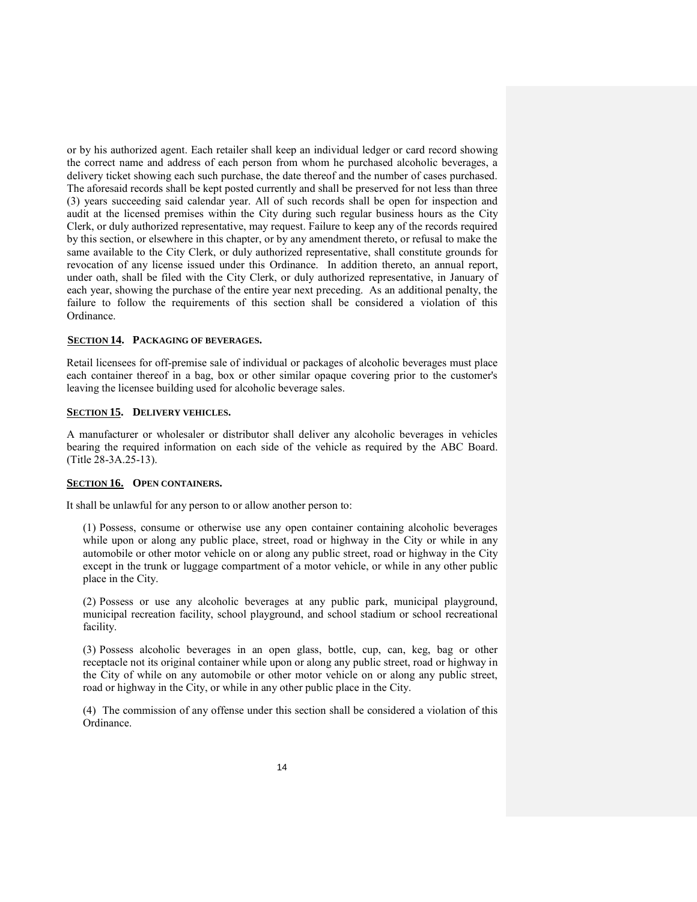or by his authorized agent. Each retailer shall keep an individual ledger or card record showing the correct name and address of each person from whom he purchased alcoholic beverages, a delivery ticket showing each such purchase, the date thereof and the number of cases purchased. The aforesaid records shall be kept posted currently and shall be preserved for not less than three (3) years succeeding said calendar year. All of such records shall be open for inspection and audit at the licensed premises within the City during such regular business hours as the City Clerk, or duly authorized representative, may request. Failure to keep any of the records required by this section, or elsewhere in this chapter, or by any amendment thereto, or refusal to make the same available to the City Clerk, or duly authorized representative, shall constitute grounds for revocation of any license issued under this Ordinance. In addition thereto, an annual report, under oath, shall be filed with the City Clerk, or duly authorized representative, in January of each year, showing the purchase of the entire year next preceding. As an additional penalty, the failure to follow the requirements of this section shall be considered a violation of this Ordinance.

### SECTION 14. PACKAGING OF BEVERAGES.

Retail licensees for off-premise sale of individual or packages of alcoholic beverages must place each container thereof in a bag, box or other similar opaque covering prior to the customer's leaving the licensee building used for alcoholic beverage sales.

### SECTION 15. DELIVERY VEHICLES.

A manufacturer or wholesaler or distributor shall deliver any alcoholic beverages in vehicles bearing the required information on each side of the vehicle as required by the ABC Board. (Title 28-3A.25-13).

### SECTION 16. OPEN CONTAINERS.

It shall be unlawful for any person to or allow another person to:

(1) Possess, consume or otherwise use any open container containing alcoholic beverages while upon or along any public place, street, road or highway in the City or while in any automobile or other motor vehicle on or along any public street, road or highway in the City except in the trunk or luggage compartment of a motor vehicle, or while in any other public place in the City.

(2) Possess or use any alcoholic beverages at any public park, municipal playground, municipal recreation facility, school playground, and school stadium or school recreational facility.

(3) Possess alcoholic beverages in an open glass, bottle, cup, can, keg, bag or other receptacle not its original container while upon or along any public street, road or highway in the City of while on any automobile or other motor vehicle on or along any public street, road or highway in the City, or while in any other public place in the City.

(4) The commission of any offense under this section shall be considered a violation of this Ordinance.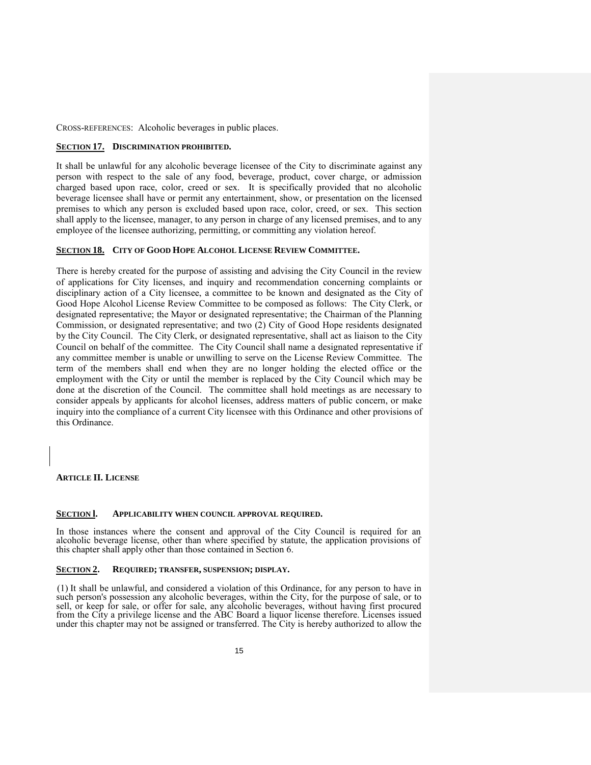CROSS-REFERENCES: Alcoholic beverages in public places.

### SECTION 17. DISCRIMINATION PROHIBITED.

It shall be unlawful for any alcoholic beverage licensee of the City to discriminate against any person with respect to the sale of any food, beverage, product, cover charge, or admission charged based upon race, color, creed or sex. It is specifically provided that no alcoholic beverage licensee shall have or permit any entertainment, show, or presentation on the licensed premises to which any person is excluded based upon race, color, creed, or sex. This section shall apply to the licensee, manager, to any person in charge of any licensed premises, and to any employee of the licensee authorizing, permitting, or committing any violation hereof.

### SECTION 18. CITY OF GOOD HOPE ALCOHOL LICENSE REVIEW COMMITTEE.

There is hereby created for the purpose of assisting and advising the City Council in the review of applications for City licenses, and inquiry and recommendation concerning complaints or disciplinary action of a City licensee, a committee to be known and designated as the City of Good Hope Alcohol License Review Committee to be composed as follows: The City Clerk, or designated representative; the Mayor or designated representative; the Chairman of the Planning Commission, or designated representative; and two (2) City of Good Hope residents designated by the City Council. The City Clerk, or designated representative, shall act as liaison to the City Council on behalf of the committee. The City Council shall name a designated representative if any committee member is unable or unwilling to serve on the License Review Committee. The term of the members shall end when they are no longer holding the elected office or the employment with the City or until the member is replaced by the City Council which may be done at the discretion of the Council. The committee shall hold meetings as are necessary to consider appeals by applicants for alcohol licenses, address matters of public concern, or make inquiry into the compliance of a current City licensee with this Ordinance and other provisions of this Ordinance.

## ARTICLE II. LICENSE

### SECTION l. APPLICABILITY WHEN COUNCIL APPROVAL REQUIRED.

In those instances where the consent and approval of the City Council is required for an alcoholic beverage license, other than where specified by statute, the application provisions of this chapter shall apply other than those contained in Section 6.

### SECTION 2. REQUIRED; TRANSFER, SUSPENSION; DISPLAY.

(1) It shall be unlawful, and considered a violation of this Ordinance, for any person to have in such person's possession any alcoholic beverages, within the City, for the purpose of sale, or to sell, or keep for sale, or offer for sale, any alcoholic beverages, without having first procured from the City a privilege license and the ABC Board a liquor license therefore. Licenses issued under this chapter may not be assigned or transferred. The City is hereby authorized to allow the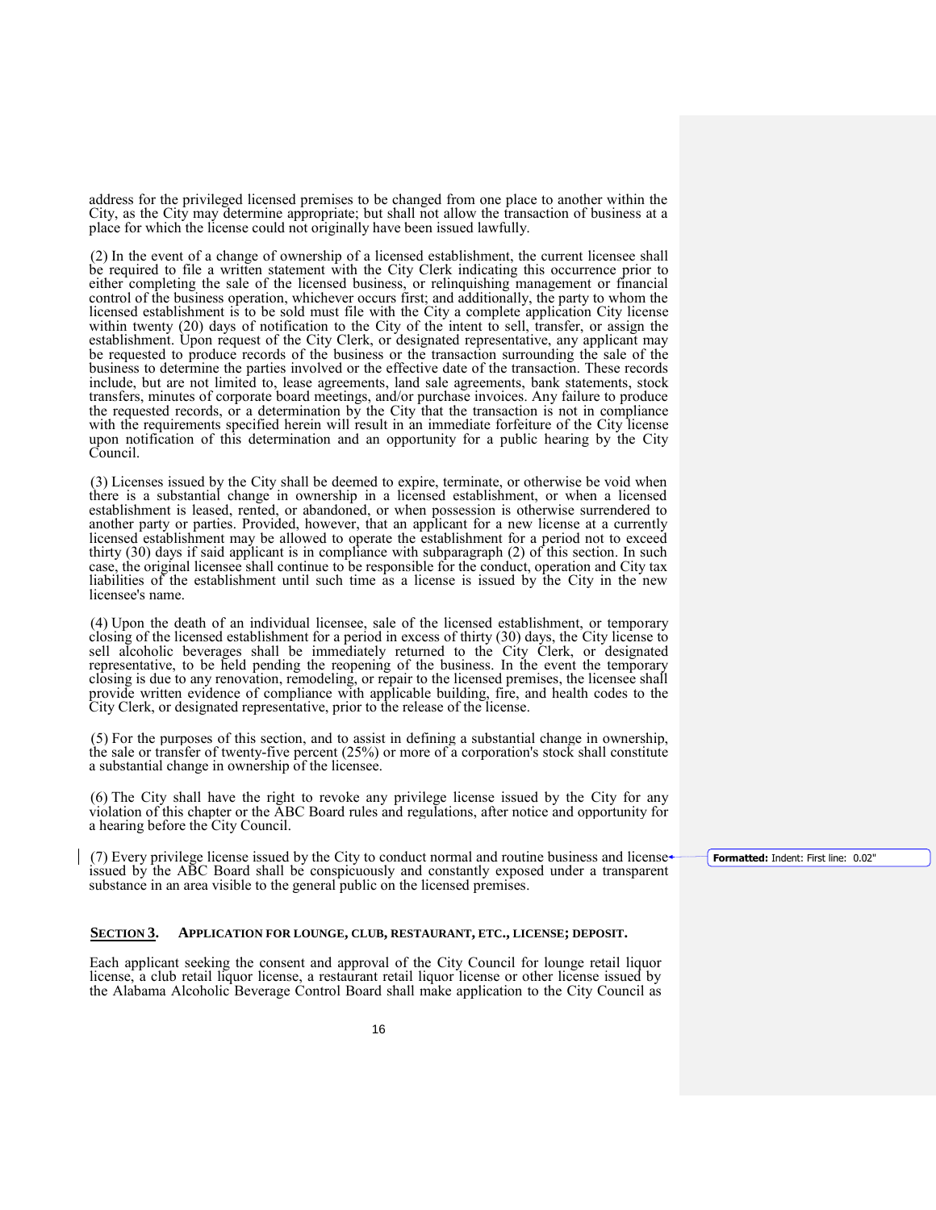address for the privileged licensed premises to be changed from one place to another within the City, as the City may determine appropriate; but shall not allow the transaction of business at a place for which the license could not originally have been issued lawfully.

(2) In the event of a change of ownership of a licensed establishment, the current licensee shall be required to file a written statement with the City Clerk indicating this occurrence prior to either completing the sale of the licensed business, or relinquishing management or financial control of the business operation, whichever occurs first; and additionally, the party to whom the licensed establishment is to be sold must file with the City a complete application City license within twenty (20) days of notification to the City of the intent to sell, transfer, or assign the establishment. Upon request of the City Clerk, or designated representative, any applicant may be requested to produce records of the business or the transaction surrounding the sale of the business to determine the parties involved or the effective date of the transaction. These records include, but are not limited to, lease agreements, land sale agreements, bank statements, stock transfers, minutes of corporate board meetings, and/or purchase invoices. Any failure to produce the requested records, or a determination by the City that the transaction is not in compliance with the requirements specified herein will result in an immediate forfeiture of the City license upon notification of this determination and an opportunity for a public hearing by the City Council.

(3) Licenses issued by the City shall be deemed to expire, terminate, or otherwise be void when there is a substantial change in ownership in a licensed establishment, or when a licensed establishment is leased, rented, or abandoned, or when possession is otherwise surrendered to another party or parties. Provided, however, that an applicant for a new license at a currently licensed establishment may be allowed to operate the establishment for a period not to exceed thirty (30) days if said applicant is in compliance with subparagraph (2) of this section. In such case, the original licensee shall continue to be responsible for the conduct, operation and City tax liabilities of the establishment until such time as a license is issued by the City in the new licensee's name.

(4) Upon the death of an individual licensee, sale of the licensed establishment, or temporary closing of the licensed establishment for a period in excess of thirty (30) days, the City license to sell alcoholic beverages shall be immediately returned to the City Clerk, or designated representative, to be held pending the reopening of the business. In the event the temporary closing is due to any renovation, remodeling, or repair to the licensed premises, the licensee shall provide written evidence of compliance with applicable building, fire, and health codes to the City Clerk, or designated representative, prior to the release of the license.

(5) For the purposes of this section, and to assist in defining a substantial change in ownership, the sale or transfer of twenty-five percent (25%) or more of a corporation's stock shall constitute a substantial change in ownership of the licensee.

(6) The City shall have the right to revoke any privilege license issued by the City for any violation of this chapter or the ABC Board rules and regulations, after notice and opportunity for a hearing before the City Council.

(7) Every privilege license issued by the City to conduct normal and routine business and license issued by the ABC Board shall be conspicuously and constantly exposed under a transparent substance in an area visible to the general public on the licensed premises.

**Formatted:** Indent: First line: 0.02"

### SECTION 3. APPLICATION FOR LOUNGE, CLUB, RESTAURANT, ETC., LICENSE; DEPOSIT.

Each applicant seeking the consent and approval of the City Council for lounge retail liquor license, a club retail liquor license, a restaurant retail liquor license or other license issued by the Alabama Alcoholic Beverage Control Board shall make application to the City Council as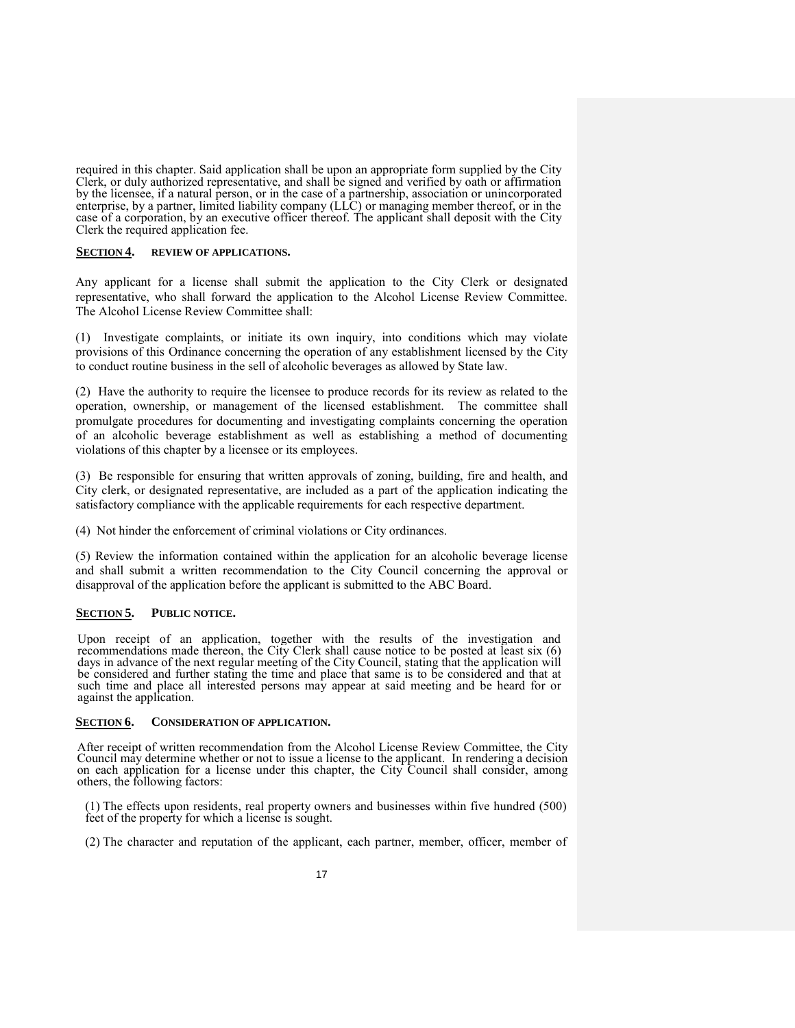required in this chapter. Said application shall be upon an appropriate form supplied by the City Clerk, or duly authorized representative, and shall be signed and verified by oath or affirmation by the licensee, if a natural person, or in the case of a partnership, association or unincorporated enterprise, by a partner, limited liability company (LLC) or managing member thereof, or in the case of a corporation, by an executive officer thereof. The applicant shall deposit with the City Clerk the required application fee.

## **SECTION 4. REVIEW OF APPLICATIONS.**

Any applicant for a license shall submit the application to the City Clerk or designated representative, who shall forward the application to the Alcohol License Review Committee. The Alcohol License Review Committee shall:

(1) Investigate complaints, or initiate its own inquiry, into conditions which may violate provisions of this Ordinance concerning the operation of any establishment licensed by the City to conduct routine business in the sell of alcoholic beverages as allowed by State law.

(2) Have the authority to require the licensee to produce records for its review as related to the operation, ownership, or management of the licensed establishment. The committee shall promulgate procedures for documenting and investigating complaints concerning the operation of an alcoholic beverage establishment as well as establishing a method of documenting violations of this chapter by a licensee or its employees.

(3) Be responsible for ensuring that written approvals of zoning, building, fire and health, and City clerk, or designated representative, are included as a part of the application indicating the satisfactory compliance with the applicable requirements for each respective department.

(4) Not hinder the enforcement of criminal violations or City ordinances.

(5) Review the information contained within the application for an alcoholic beverage license and shall submit a written recommendation to the City Council concerning the approval or disapproval of the application before the applicant is submitted to the ABC Board.

## **SECTION 5. PUBLIC NOTICE.**

Upon receipt of an application, together with the results of the investigation and recommendations made thereon, the City Clerk shall cause notice to be posted at least six (6) days in advance of the next regular meeting of the City Council, stating that the application will be considered and further stating the time and place that same is to be considered and that at such time and place all interested persons may appear at said meeting and be heard for or against the application.

## **SECTION 6. CONSIDERATION OF APPLICATION.**

After receipt of written recommendation from the Alcohol License Review Committee, the City Council may determine whether or not to issue a license to the applicant. In rendering a decision on each application for a license under this chapter, the City Council shall consider, among others, the following factors:

(1) The effects upon residents, real property owners and businesses within five hundred (500) feet of the property for which a license is sought.

(2) The character and reputation of the applicant, each partner, member, officer, member of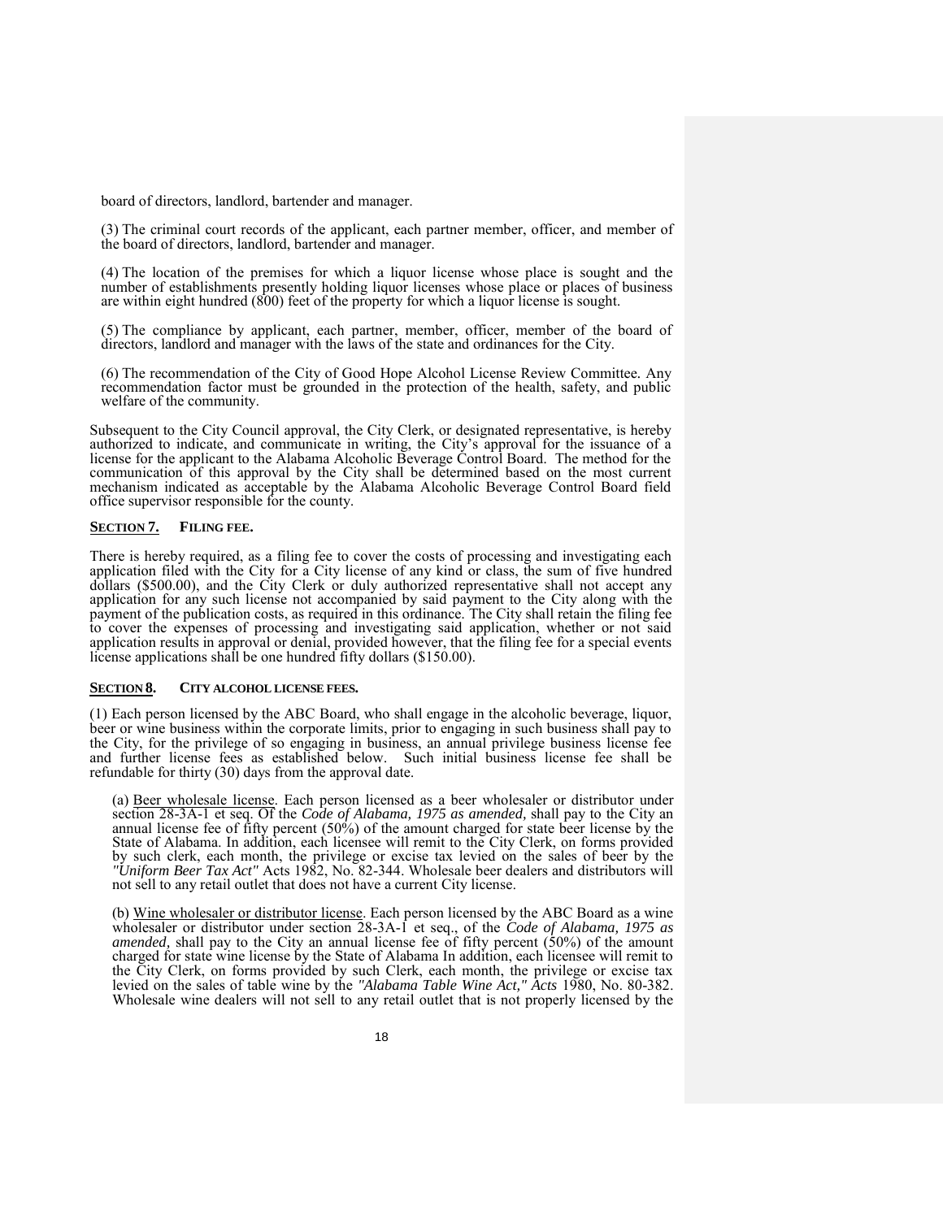board of directors, landlord, bartender and manager.

(3) The criminal court records of the applicant, each partner member, officer, and member of the board of directors, landlord, bartender and manager.

(4) The location of the premises for which a liquor license whose place is sought and the number of establishments presently holding liquor licenses whose place or places of business are within eight hundred (800) feet of the property for which a liquor license is sought.

(5) The compliance by applicant, each partner, member, officer, member of the board of directors, landlord and manager with the laws of the state and ordinances for the City.

(6) The recommendation of the City of Good Hope Alcohol License Review Committee. Any recommendation factor must be grounded in the protection of the health, safety, and public welfare of the community.

Subsequent to the City Council approval, the City Clerk, or designated representative, is hereby authorized to indicate, and communicate in writing, the City's approval for the issuance of a license for the applicant to the Alabama Alcoholic Beverage Control Board. The method for the communication of this approval by the City shall be determined based on the most current mechanism indicated as acceptable by the Alabama Alcoholic Beverage Control Board field office supervisor responsible for the county.

## SECTION 7. FILING FEE.

There is hereby required, as a filing fee to cover the costs of processing and investigating each application filed with the City for a City license of any kind or class, the sum of five hundred dollars ($500.00), and the City Clerk or duly authorized representative shall not accept any application for any such license not accompanied by said payment to the City along with the payment of the publication costs, as required in this ordinance. The City shall retain the filing fee to cover the expenses of processing and investigating said application, whether or not said application results in approval or denial, provided however, that the filing fee for a special events license applications shall be one hundred fifty dollars ($150.00).

## SECTION 8. CITY ALCOHOL LICENSE FEES.

(1) Each person licensed by the ABC Board, who shall engage in the alcoholic beverage, liquor, beer or wine business within the corporate limits, prior to engaging in such business shall pay to the City, for the privilege of so engaging in business, an annual privilege business license fee and further license fees as established below. Such initial business license fee shall be refundable for thirty (30) days from the approval date.

(a) Beer wholesale license. Each person licensed as a beer wholesaler or distributor under section 28-3A-1 et seq. Of the *Code of Alabama, 1975 as amended,* shall pay to the City an annual license fee of fifty percent (50%) of the amount charged for state beer license by the State of Alabama. In addition, each licensee will remit to the City Clerk, on forms provided by such clerk, each month, the privilege or excise tax levied on the sales of beer by the *"Uniform Beer Tax Act"* Acts 1982, No. 82-344. Wholesale beer dealers and distributors will not sell to any retail outlet that does not have a current City license.

(b) Wine wholesaler or distributor license. Each person licensed by the ABC Board as a wine wholesaler or distributor under section 28-3A-1 et seq., of the *Code of Alabama, 1975 as amended,* shall pay to the City an annual license fee of fifty percent (50%) of the amount charged for state wine license by the State of Alabama In addition, each licensee will remit to the City Clerk, on forms provided by such Clerk, each month, the privilege or excise tax levied on the sales of table wine by the *"Alabama Table Wine Act," Acts* 1980, No. 80-382. Wholesale wine dealers will not sell to any retail outlet that is not properly licensed by the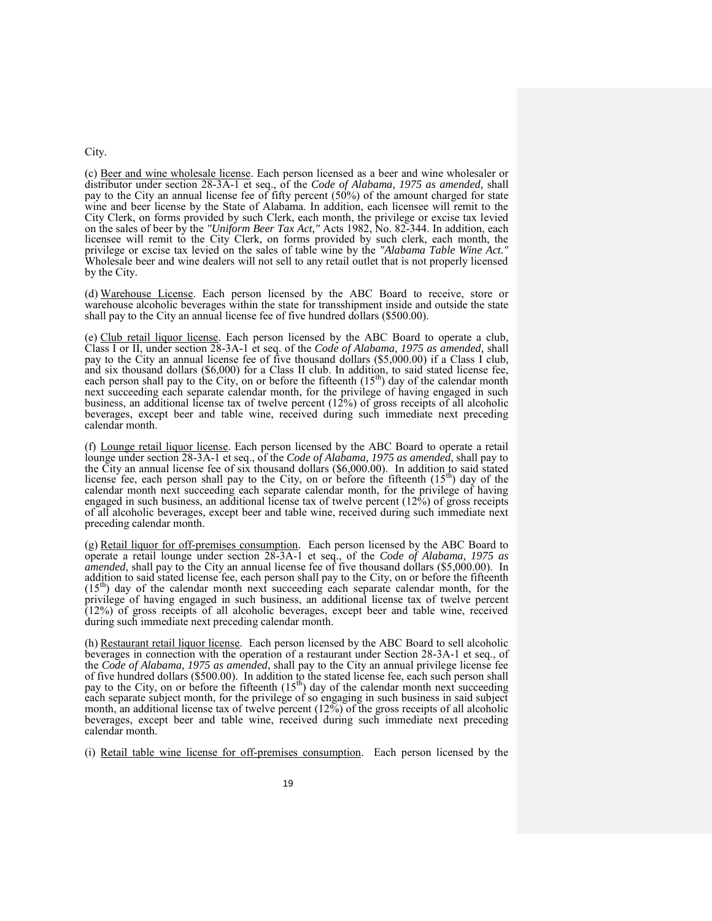City.

(c) Beer and wine wholesale license. Each person licensed as a beer and wine wholesaler or distributor under section 28-3A-1 et seq., of the *Code of Alabama, 1975 as amended,* shall pay to the City an annual license fee of fifty percent (50%) of the amount charged for state wine and beer license by the State of Alabama. In addition, each licensee will remit to the City Clerk, on forms provided by such Clerk, each month, the privilege or excise tax levied on the sales of beer by the *"Uniform Beer Tax Act,"* Acts 1982, No. 82-344. In addition, each licensee will remit to the City Clerk, on forms provided by such clerk, each month, the privilege or excise tax levied on the sales of table wine by the *"Alabama Table Wine Act."* Wholesale beer and wine dealers will not sell to any retail outlet that is not properly licensed by the City.

(d) Warehouse License. Each person licensed by the ABC Board to receive, store or warehouse alcoholic beverages within the state for transshipment inside and outside the state shall pay to the City an annual license fee of five hundred dollars ($500.00).

(e) Club retail liquor license. Each person licensed by the ABC Board to operate a club, Class I or II, under section 28-3A-1 et seq. of the *Code of Alabama, 1975 as amended,* shall pay to the City an annual license fee of five thousand dollars ($5,000.00) if a Class I club, and six thousand dollars ($6,000) for a Class II club. In addition, to said stated license fee, each person shall pay to the City, on or before the fifteenth (15th) day of the calendar month next succeeding each separate calendar month, for the privilege of having engaged in such business, an additional license tax of twelve percent (12%) of gross receipts of all alcoholic beverages, except beer and table wine, received during such immediate next preceding calendar month.

(f) Lounge retail liquor license. Each person licensed by the ABC Board to operate a retail lounge under section 28-3A-1 et seq., of the *Code of Alabama, 1975 as amended*, shall pay to the City an annual license fee of six thousand dollars ($6,000.00). In addition to said stated license fee, each person shall pay to the City, on or before the fifteenth (15th) day of the calendar month next succeeding each separate calendar month, for the privilege of having engaged in such business, an additional license tax of twelve percent (12%) of gross receipts of all alcoholic beverages, except beer and table wine, received during such immediate next preceding calendar month.

(g) Retail liquor for off-premises consumption. Each person licensed by the ABC Board to operate a retail lounge under section 28-3A-1 et seq., of the *Code of Alabama, 1975 as amended*, shall pay to the City an annual license fee of five thousand dollars ($5,000.00). In addition to said stated license fee, each person shall pay to the City, on or before the fifteenth (15th) day of the calendar month next succeeding each separate calendar month, for the privilege of having engaged in such business, an additional license tax of twelve percent (12%) of gross receipts of all alcoholic beverages, except beer and table wine, received during such immediate next preceding calendar month.

(h) Restaurant retail liquor license. Each person licensed by the ABC Board to sell alcoholic beverages in connection with the operation of a restaurant under Section 28-3A-1 et seq., of the *Code of Alabama, 1975 as amended*, shall pay to the City an annual privilege license fee of five hundred dollars ($500.00). In addition to the stated license fee, each such person shall pay to the City, on or before the fifteenth (15th) day of the calendar month next succeeding each separate subject month, for the privilege of so engaging in such business in said subject month, an additional license tax of twelve percent (12%) of the gross receipts of all alcoholic beverages, except beer and table wine, received during such immediate next preceding calendar month.

(i) Retail table wine license for off-premises consumption. Each person licensed by the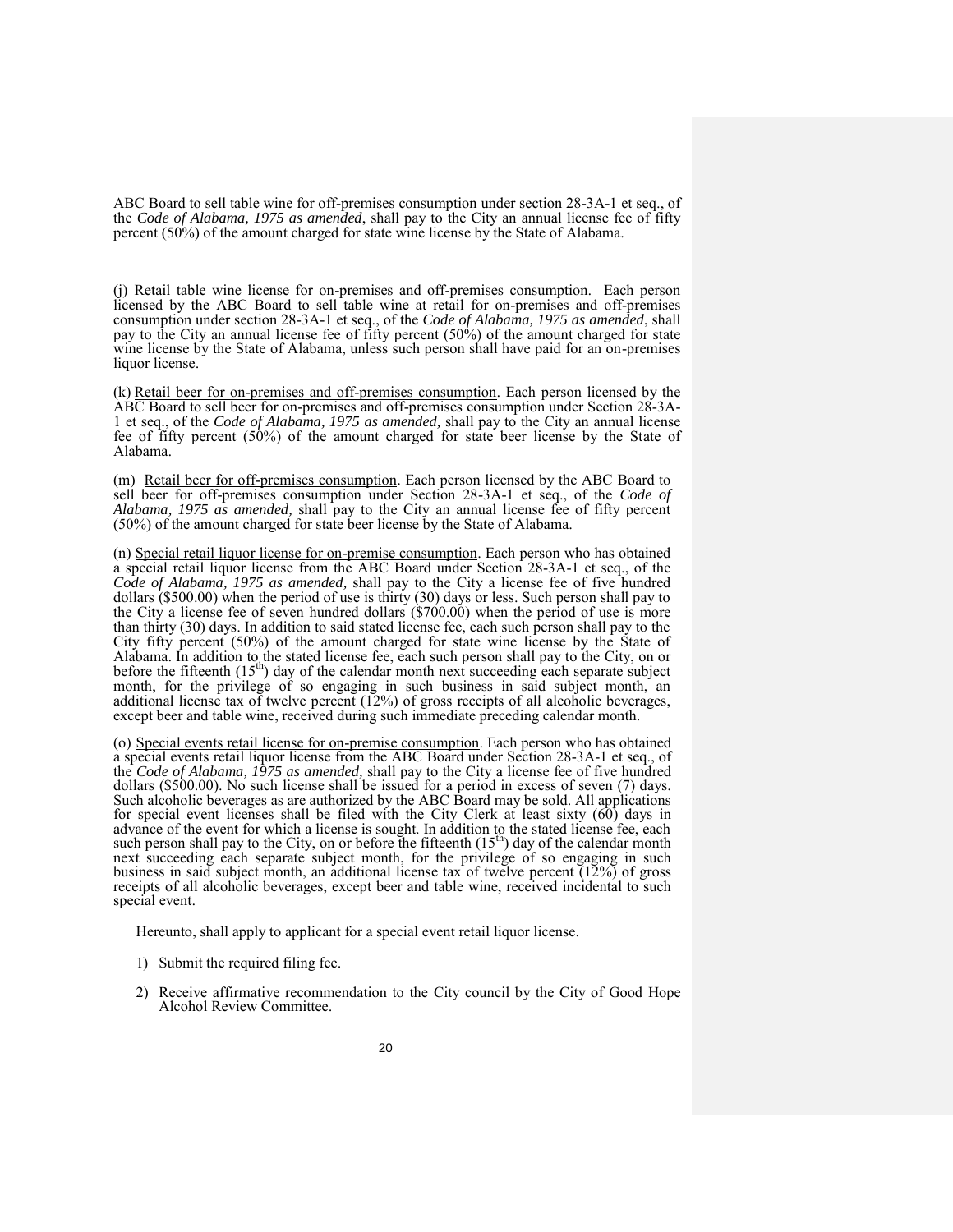ABC Board to sell table wine for off-premises consumption under section 28-3A-1 et seq., of the *Code of Alabama, 1975 as amended*, shall pay to the City an annual license fee of fifty percent (50%) of the amount charged for state wine license by the State of Alabama.

(j) Retail table wine license for on-premises and off-premises consumption. Each person licensed by the ABC Board to sell table wine at retail for on-premises and off-premises consumption under section 28-3A-1 et seq., of the *Code of Alabama, 1975 as amended*, shall pay to the City an annual license fee of fifty percent (50%) of the amount charged for state wine license by the State of Alabama, unless such person shall have paid for an on-premises liquor license.

(k) Retail beer for on-premises and off-premises consumption. Each person licensed by the ABC Board to sell beer for on-premises and off-premises consumption under Section 28-3A-1 et seq., of the *Code of Alabama, 1975 as amended,* shall pay to the City an annual license fee of fifty percent (50%) of the amount charged for state beer license by the State of Alabama.

(m) Retail beer for off-premises consumption. Each person licensed by the ABC Board to sell beer for off-premises consumption under Section 28-3A-1 et seq., of the *Code of Alabama, 1975 as amended,* shall pay to the City an annual license fee of fifty percent (50%) of the amount charged for state beer license by the State of Alabama.

(n) Special retail liquor license for on-premise consumption. Each person who has obtained a special retail liquor license from the ABC Board under Section 28-3A-1 et seq., of the *Code of Alabama, 1975 as amended,* shall pay to the City a license fee of five hundred dollars ($500.00) when the period of use is thirty (30) days or less. Such person shall pay to the City a license fee of seven hundred dollars ($700.00) when the period of use is more than thirty (30) days. In addition to said stated license fee, each such person shall pay to the City fifty percent (50%) of the amount charged for state wine license by the State of Alabama. In addition to the stated license fee, each such person shall pay to the City, on or before the fifteenth (15th) day of the calendar month next succeeding each separate subject month, for the privilege of so engaging in such business in said subject month, an additional license tax of twelve percent (12%) of gross receipts of all alcoholic beverages, except beer and table wine, received during such immediate preceding calendar month.

(o) Special events retail license for on-premise consumption. Each person who has obtained a special events retail liquor license from the ABC Board under Section 28-3A-1 et seq., of the *Code of Alabama, 1975 as amended,* shall pay to the City a license fee of five hundred dollars ($500.00). No such license shall be issued for a period in excess of seven (7) days. Such alcoholic beverages as are authorized by the ABC Board may be sold. All applications for special event licenses shall be filed with the City Clerk at least sixty (60) days in advance of the event for which a license is sought. In addition to the stated license fee, each such person shall pay to the City, on or before the fifteenth (15th) day of the calendar month next succeeding each separate subject month, for the privilege of so engaging in such business in said subject month, an additional license tax of twelve percent (12%) of gross receipts of all alcoholic beverages, except beer and table wine, received incidental to such special event.

Hereunto, shall apply to applicant for a special event retail liquor license.

1) Submit the required filing fee.
2) Receive affirmative recommendation to the City council by the City of Good Hope Alcohol Review Committee.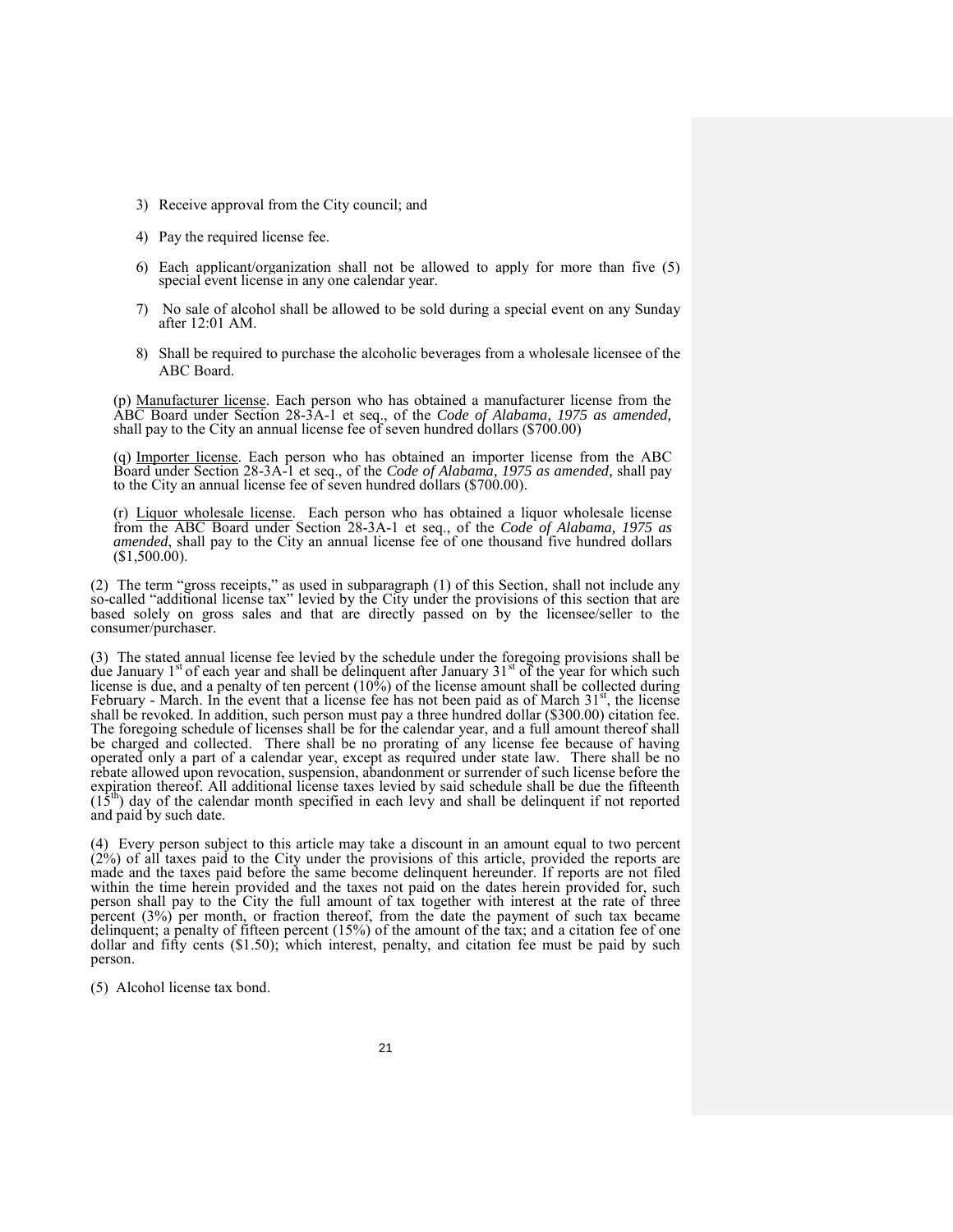3) Receive approval from the City council; and

4) Pay the required license fee.

6) Each applicant/organization shall not be allowed to apply for more than five (5) special event license in any one calendar year.

7) No sale of alcohol shall be allowed to be sold during a special event on any Sunday after 12:01 AM.

8) Shall be required to purchase the alcoholic beverages from a wholesale licensee of the ABC Board.

(p) Manufacturer license. Each person who has obtained a manufacturer license from the ABC Board under Section 28-3A-1 et seq., of the *Code of Alabama, 1975 as amended,* shall pay to the City an annual license fee of seven hundred dollars ($700.00)

(q) Importer license. Each person who has obtained an importer license from the ABC Board under Section 28-3A-1 et seq., of the *Code of Alabama, 1975 as amended,* shall pay to the City an annual license fee of seven hundred dollars ($700.00).

(r) Liquor wholesale license. Each person who has obtained a liquor wholesale license from the ABC Board under Section 28-3A-1 et seq., of the *Code of Alabama, 1975 as amended*, shall pay to the City an annual license fee of one thousand five hundred dollars ($1,500.00).

(2) The term "gross receipts," as used in subparagraph (1) of this Section, shall not include any so-called "additional license tax" levied by the City under the provisions of this section that are based solely on gross sales and that are directly passed on by the licensee/seller to the consumer/purchaser.

(3) The stated annual license fee levied by the schedule under the foregoing provisions shall be due January 1st of each year and shall be delinquent after January 31st of the year for which such license is due, and a penalty of ten percent (10%) of the license amount shall be collected during February - March. In the event that a license fee has not been paid as of March 31st, the license shall be revoked. In addition, such person must pay a three hundred dollar ($300.00) citation fee. The foregoing schedule of licenses shall be for the calendar year, and a full amount thereof shall be charged and collected. There shall be no prorating of any license fee because of having operated only a part of a calendar year, except as required under state law. There shall be no rebate allowed upon revocation, suspension, abandonment or surrender of such license before the expiration thereof. All additional license taxes levied by said schedule shall be due the fifteenth (15th) day of the calendar month specified in each levy and shall be delinquent if not reported and paid by such date.

(4) Every person subject to this article may take a discount in an amount equal to two percent (2%) of all taxes paid to the City under the provisions of this article, provided the reports are made and the taxes paid before the same become delinquent hereunder. If reports are not filed within the time herein provided and the taxes not paid on the dates herein provided for, such person shall pay to the City the full amount of tax together with interest at the rate of three percent (3%) per month, or fraction thereof, from the date the payment of such tax became delinquent; a penalty of fifteen percent (15%) of the amount of the tax; and a citation fee of one dollar and fifty cents ($1.50); which interest, penalty, and citation fee must be paid by such person.

(5) Alcohol license tax bond.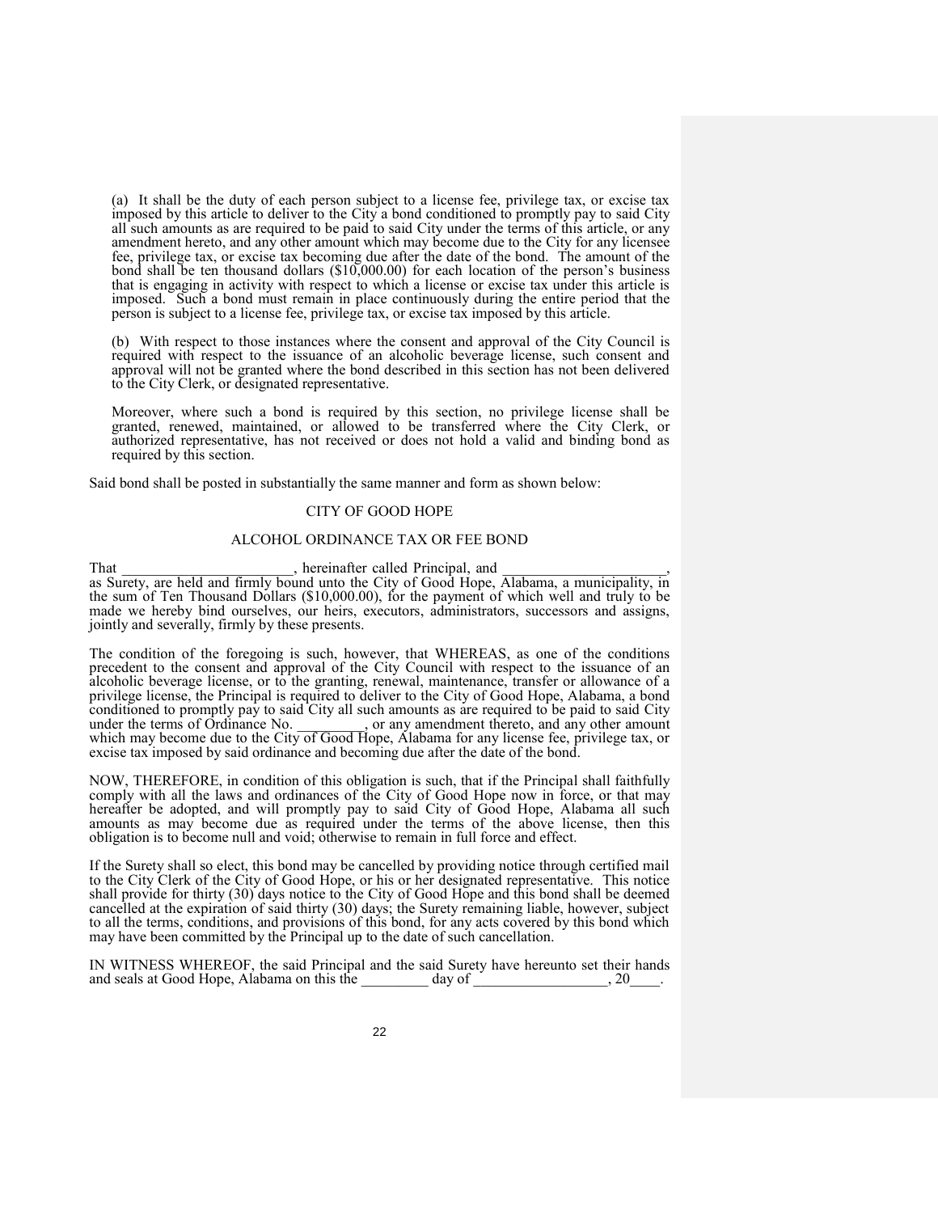(a) It shall be the duty of each person subject to a license fee, privilege tax, or excise tax imposed by this article to deliver to the City a bond conditioned to promptly pay to said City all such amounts as are required to be paid to said City under the terms of this article, or any amendment hereto, and any other amount which may become due to the City for any licensee fee, privilege tax, or excise tax becoming due after the date of the bond. The amount of the bond shall be ten thousand dollars ($10,000.00) for each location of the person's business that is engaging in activity with respect to which a license or excise tax under this article is imposed. Such a bond must remain in place continuously during the entire period that the person is subject to a license fee, privilege tax, or excise tax imposed by this article.

(b) With respect to those instances where the consent and approval of the City Council is required with respect to the issuance of an alcoholic beverage license, such consent and approval will not be granted where the bond described in this section has not been delivered to the City Clerk, or designated representative.

Moreover, where such a bond is required by this section, no privilege license shall be granted, renewed, maintained, or allowed to be transferred where the City Clerk, or authorized representative, has not received or does not hold a valid and binding bond as required by this section.

Said bond shall be posted in substantially the same manner and form as shown below:

CITY OF GOOD HOPE

ALCOHOL ORDINANCE TAX OR FEE BOND

That _______________________, hereinafter called Principal, and ______________________, as Surety, are held and firmly bound unto the City of Good Hope, Alabama, a municipality, in the sum of Ten Thousand Dollars ($10,000.00), for the payment of which well and truly to be made we hereby bind ourselves, our heirs, executors, administrators, successors and assigns, jointly and severally, firmly by these presents.

The condition of the foregoing is such, however, that WHEREAS, as one of the conditions precedent to the consent and approval of the City Council with respect to the issuance of an alcoholic beverage license, or to the granting, renewal, maintenance, transfer or allowance of a privilege license, the Principal is required to deliver to the City of Good Hope, Alabama, a bond conditioned to promptly pay to said City all such amounts as are required to be paid to said City under the terms of Ordinance No. _________, or any amendment thereto, and any other amount which may become due to the City of Good Hope, Alabama for any license fee, privilege tax, or excise tax imposed by said ordinance and becoming due after the date of the bond.

NOW, THEREFORE, in condition of this obligation is such, that if the Principal shall faithfully comply with all the laws and ordinances of the City of Good Hope now in force, or that may hereafter be adopted, and will promptly pay to said City of Good Hope, Alabama all such amounts as may become due as required under the terms of the above license, then this obligation is to become null and void; otherwise to remain in full force and effect.

If the Surety shall so elect, this bond may be cancelled by providing notice through certified mail to the City Clerk of the City of Good Hope, or his or her designated representative. This notice shall provide for thirty (30) days notice to the City of Good Hope and this bond shall be deemed cancelled at the expiration of said thirty (30) days; the Surety remaining liable, however, subject to all the terms, conditions, and provisions of this bond, for any acts covered by this bond which may have been committed by the Principal up to the date of such cancellation.

IN WITNESS WHEREOF, the said Principal and the said Surety have hereunto set their hands and seals at Good Hope, Alabama on this the _________ day of _________________, 20____.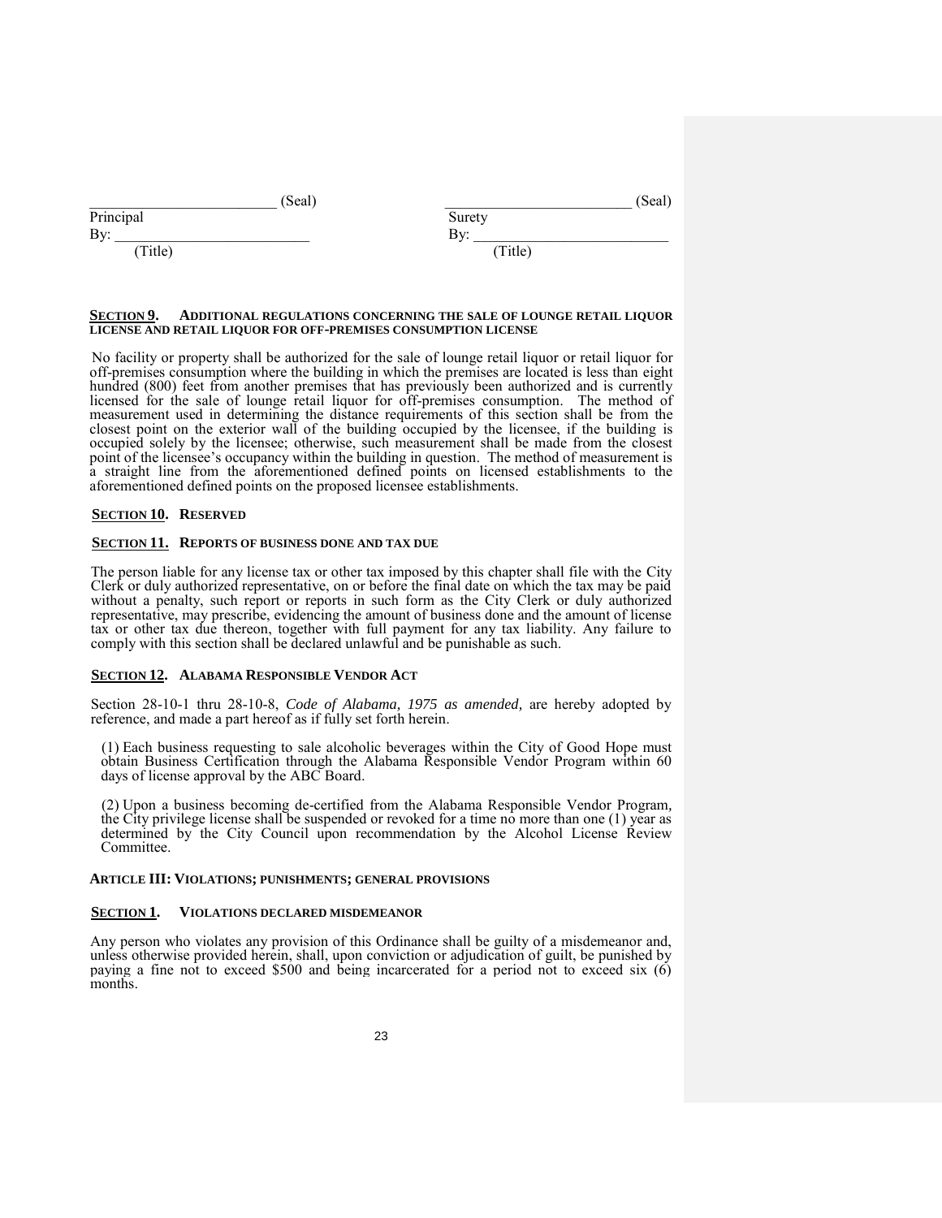| _________________________ (Seal) | _________________________ (Seal) |
|---|---|
| Principal | Surety |
| By: _________________________ | By: _________________________ |
| (Title) | (Title) |

**SECTION 9. ADDITIONAL REGULATIONS CONCERNING THE SALE OF LOUNGE RETAIL LIQUOR LICENSE AND RETAIL LIQUOR FOR OFF-PREMISES CONSUMPTION LICENSE**

No facility or property shall be authorized for the sale of lounge retail liquor or retail liquor for off-premises consumption where the building in which the premises are located is less than eight hundred (800) feet from another premises that has previously been authorized and is currently licensed for the sale of lounge retail liquor for off-premises consumption. The method of measurement used in determining the distance requirements of this section shall be from the closest point on the exterior wall of the building occupied by the licensee, if the building is occupied solely by the licensee; otherwise, such measurement shall be made from the closest point of the licensee's occupancy within the building in question. The method of measurement is a straight line from the aforementioned defined points on licensed establishments to the aforementioned defined points on the proposed licensee establishments.

**SECTION 10. RESERVED**

**SECTION 11. REPORTS OF BUSINESS DONE AND TAX DUE**

The person liable for any license tax or other tax imposed by this chapter shall file with the City Clerk or duly authorized representative, on or before the final date on which the tax may be paid without a penalty, such report or reports in such form as the City Clerk or duly authorized representative, may prescribe, evidencing the amount of business done and the amount of license tax or other tax due thereon, together with full payment for any tax liability. Any failure to comply with this section shall be declared unlawful and be punishable as such.

**SECTION 12. ALABAMA RESPONSIBLE VENDOR ACT**

Section 28-10-1 thru 28-10-8, *Code of Alabama, 1975 as amended,* are hereby adopted by reference, and made a part hereof as if fully set forth herein.

(1) Each business requesting to sale alcoholic beverages within the City of Good Hope must obtain Business Certification through the Alabama Responsible Vendor Program within 60 days of license approval by the ABC Board.

(2) Upon a business becoming de-certified from the Alabama Responsible Vendor Program, the City privilege license shall be suspended or revoked for a time no more than one (1) year as determined by the City Council upon recommendation by the Alcohol License Review Committee.

## ARTICLE III: VIOLATIONS; PUNISHMENTS; GENERAL PROVISIONS

**SECTION 1. VIOLATIONS DECLARED MISDEMEANOR**

Any person who violates any provision of this Ordinance shall be guilty of a misdemeanor and, unless otherwise provided herein, shall, upon conviction or adjudication of guilt, be punished by paying a fine not to exceed $500 and being incarcerated for a period not to exceed six (6) months.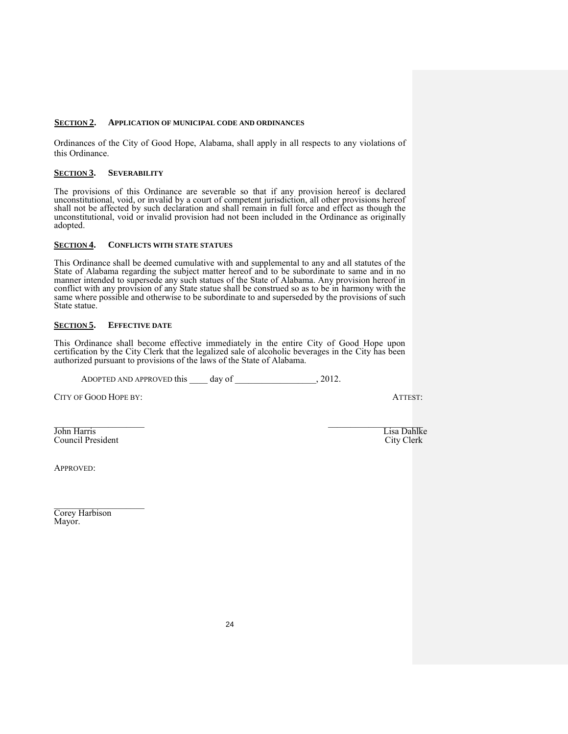**SECTION 2. APPLICATION OF MUNICIPAL CODE AND ORDINANCES**

Ordinances of the City of Good Hope, Alabama, shall apply in all respects to any violations of this Ordinance.

**SECTION 3. SEVERABILITY**

The provisions of this Ordinance are severable so that if any provision hereof is declared unconstitutional, void, or invalid by a court of competent jurisdiction, all other provisions hereof shall not be affected by such declaration and shall remain in full force and effect as though the unconstitutional, void or invalid provision had not been included in the Ordinance as originally adopted.

**SECTION 4. CONFLICTS WITH STATE STATUES**

This Ordinance shall be deemed cumulative with and supplemental to any and all statutes of the State of Alabama regarding the subject matter hereof and to be subordinate to same and in no manner intended to supersede any such statues of the State of Alabama. Any provision hereof in conflict with any provision of any State statue shall be construed so as to be in harmony with the same where possible and otherwise to be subordinate to and superseded by the provisions of such State statue.

**SECTION 5. EFFECTIVE DATE**

This Ordinance shall become effective immediately in the entire City of Good Hope upon certification by the City Clerk that the legalized sale of alcoholic beverages in the City has been authorized pursuant to provisions of the laws of the State of Alabama.

ADOPTED AND APPROVED this ____ day of __________________, 2012.

CITY OF GOOD HOPE BY:

ATTEST:

_____________________
John Harris
Council President

_____________________
Lisa Dahlke
City Clerk

APPROVED:

_____________________
Corey Harbison
Mayor.